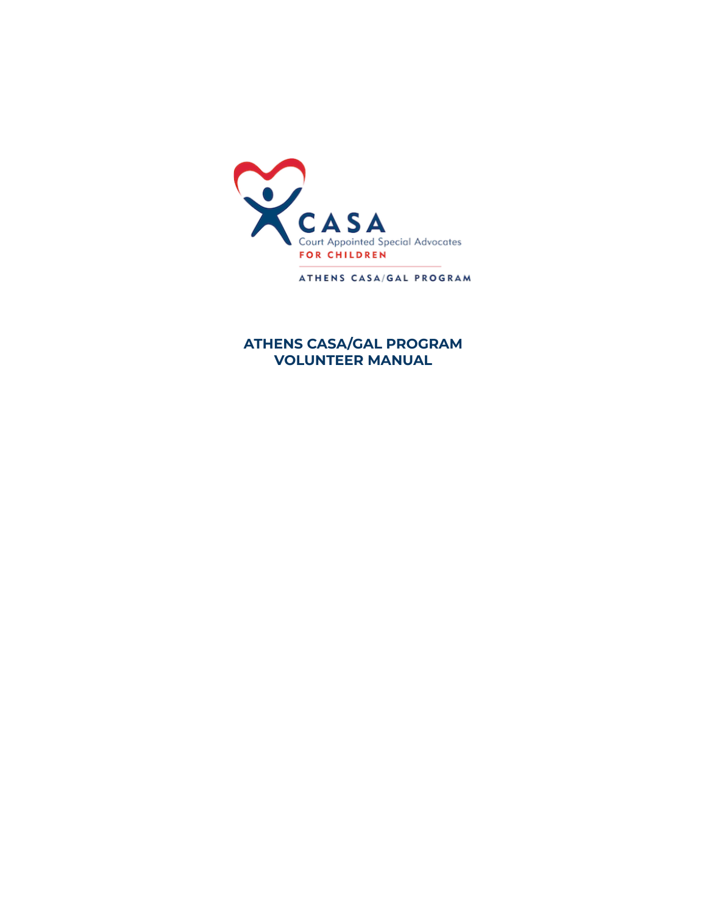CASA

Court Appointed Special Advocates

FOR CHILDREN

ATHENS CASA/GAL PROGRAM

# ATHENS CASA/GAL PROGRAM VOLUNTEER MANUAL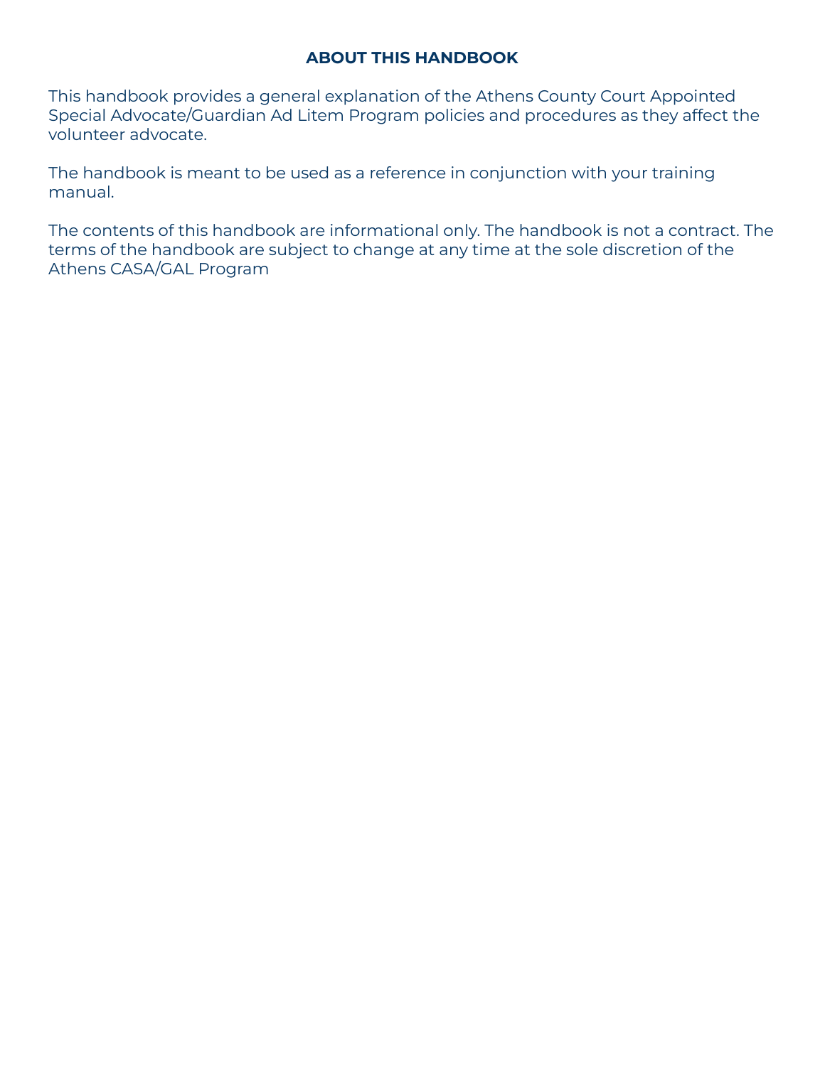## ABOUT THIS HANDBOOK

This handbook provides a general explanation of the Athens County Court Appointed Special Advocate/Guardian Ad Litem Program policies and procedures as they affect the volunteer advocate.

The handbook is meant to be used as a reference in conjunction with your training manual.

The contents of this handbook are informational only. The handbook is not a contract. The terms of the handbook are subject to change at any time at the sole discretion of the Athens CASA/GAL Program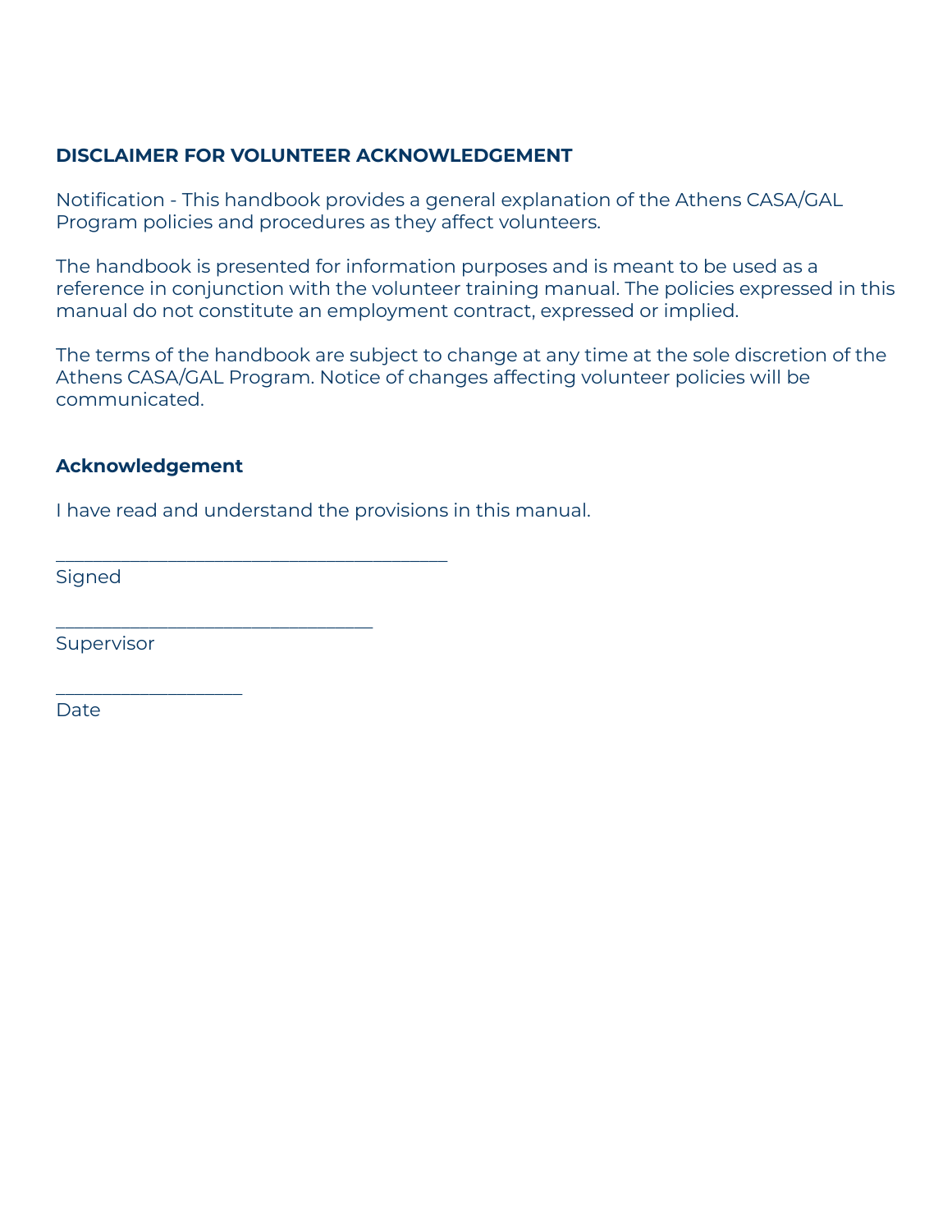## DISCLAIMER FOR VOLUNTEER ACKNOWLEDGEMENT

Notification - This handbook provides a general explanation of the Athens CASA/GAL Program policies and procedures as they affect volunteers.

The handbook is presented for information purposes and is meant to be used as a reference in conjunction with the volunteer training manual. The policies expressed in this manual do not constitute an employment contract, expressed or implied.

The terms of the handbook are subject to change at any time at the sole discretion of the Athens CASA/GAL Program. Notice of changes affecting volunteer policies will be communicated.

### Acknowledgement

I have read and understand the provisions in this manual.

_________________________________________
Signed

_________________________________
Supervisor

___________________
Date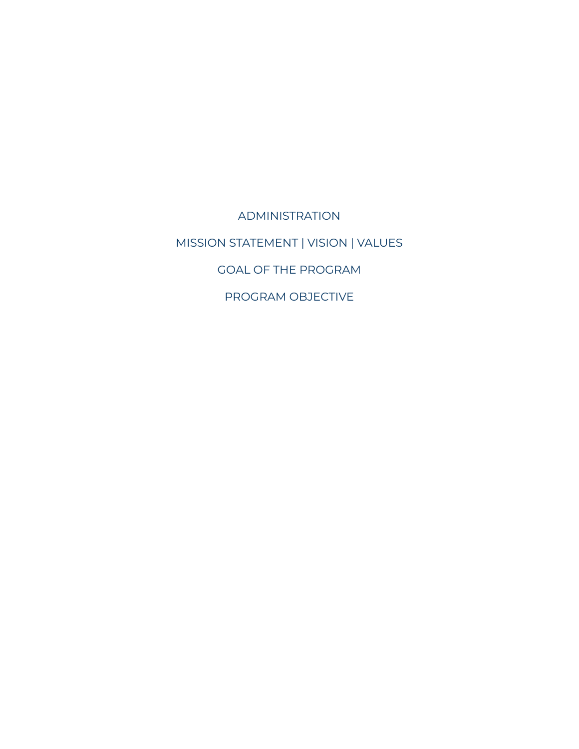ADMINISTRATION

MISSION STATEMENT | VISION | VALUES

GOAL OF THE PROGRAM

PROGRAM OBJECTIVE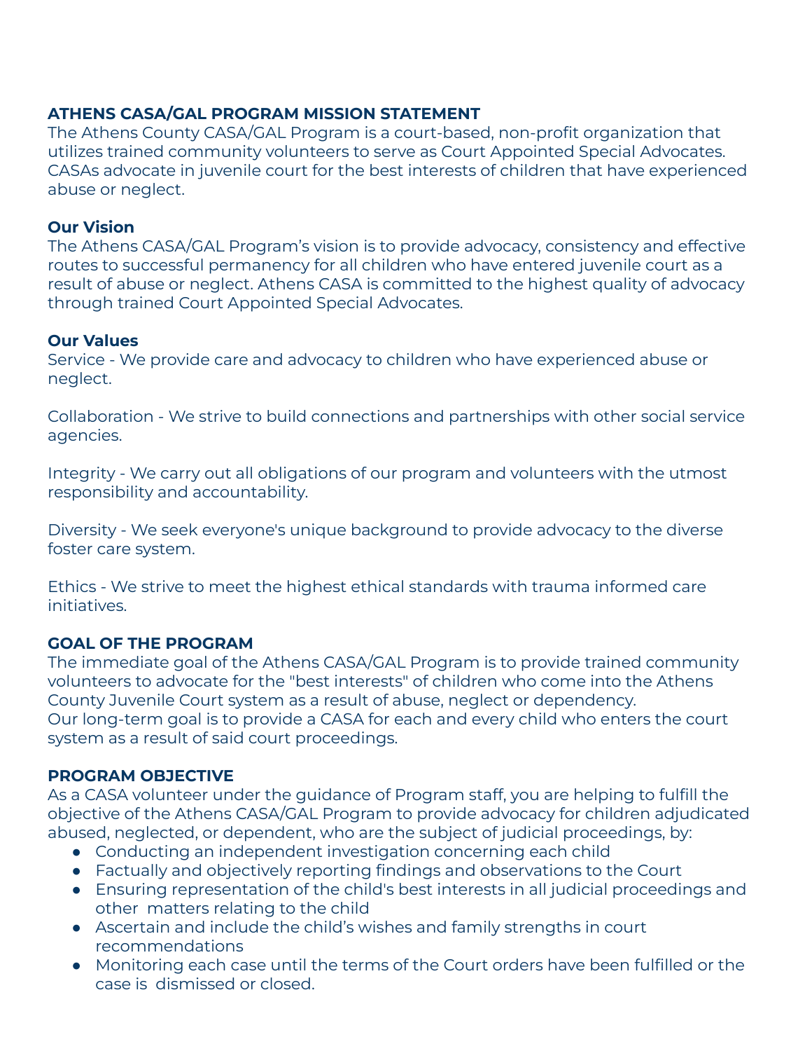## ATHENS CASA/GAL PROGRAM MISSION STATEMENT

The Athens County CASA/GAL Program is a court-based, non-profit organization that utilizes trained community volunteers to serve as Court Appointed Special Advocates. CASAs advocate in juvenile court for the best interests of children that have experienced abuse or neglect.

### Our Vision

The Athens CASA/GAL Program's vision is to provide advocacy, consistency and effective routes to successful permanency for all children who have entered juvenile court as a result of abuse or neglect. Athens CASA is committed to the highest quality of advocacy through trained Court Appointed Special Advocates.

### Our Values

Service - We provide care and advocacy to children who have experienced abuse or neglect.

Collaboration - We strive to build connections and partnerships with other social service agencies.

Integrity - We carry out all obligations of our program and volunteers with the utmost responsibility and accountability.

Diversity - We seek everyone's unique background to provide advocacy to the diverse foster care system.

Ethics - We strive to meet the highest ethical standards with trauma informed care initiatives.

## GOAL OF THE PROGRAM

The immediate goal of the Athens CASA/GAL Program is to provide trained community volunteers to advocate for the "best interests" of children who come into the Athens County Juvenile Court system as a result of abuse, neglect or dependency.
Our long-term goal is to provide a CASA for each and every child who enters the court system as a result of said court proceedings.

## PROGRAM OBJECTIVE

As a CASA volunteer under the guidance of Program staff, you are helping to fulfill the objective of the Athens CASA/GAL Program to provide advocacy for children adjudicated abused, neglected, or dependent, who are the subject of judicial proceedings, by:

- Conducting an independent investigation concerning each child
- Factually and objectively reporting findings and observations to the Court
- Ensuring representation of the child's best interests in all judicial proceedings and other matters relating to the child
- Ascertain and include the child's wishes and family strengths in court recommendations
- Monitoring each case until the terms of the Court orders have been fulfilled or the case is dismissed or closed.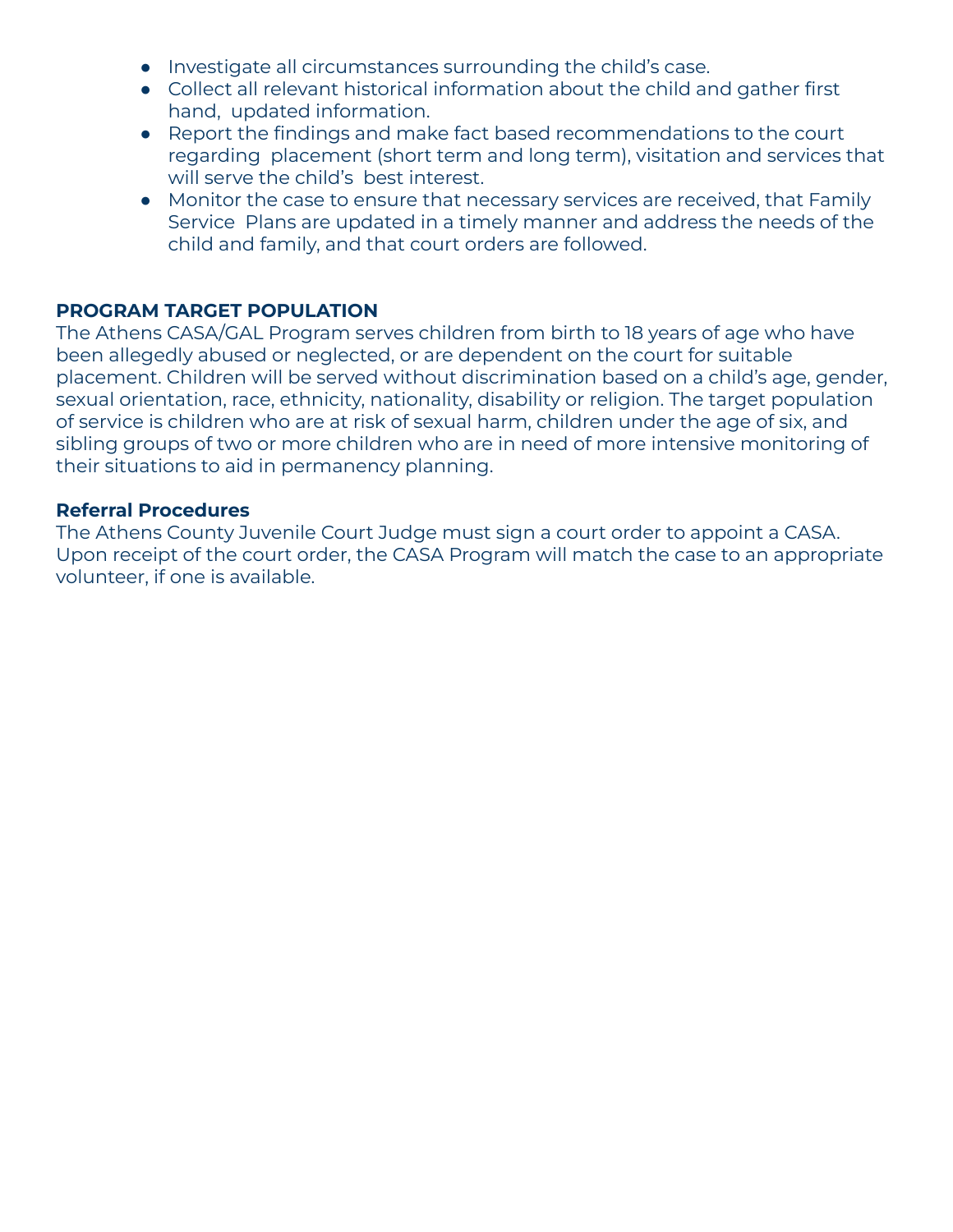- Investigate all circumstances surrounding the child's case.
- Collect all relevant historical information about the child and gather first hand, updated information.
- Report the findings and make fact based recommendations to the court regarding placement (short term and long term), visitation and services that will serve the child's best interest.
- Monitor the case to ensure that necessary services are received, that Family Service Plans are updated in a timely manner and address the needs of the child and family, and that court orders are followed.

## PROGRAM TARGET POPULATION

The Athens CASA/GAL Program serves children from birth to 18 years of age who have been allegedly abused or neglected, or are dependent on the court for suitable placement. Children will be served without discrimination based on a child's age, gender, sexual orientation, race, ethnicity, nationality, disability or religion. The target population of service is children who are at risk of sexual harm, children under the age of six, and sibling groups of two or more children who are in need of more intensive monitoring of their situations to aid in permanency planning.

### Referral Procedures

The Athens County Juvenile Court Judge must sign a court order to appoint a CASA. Upon receipt of the court order, the CASA Program will match the case to an appropriate volunteer, if one is available.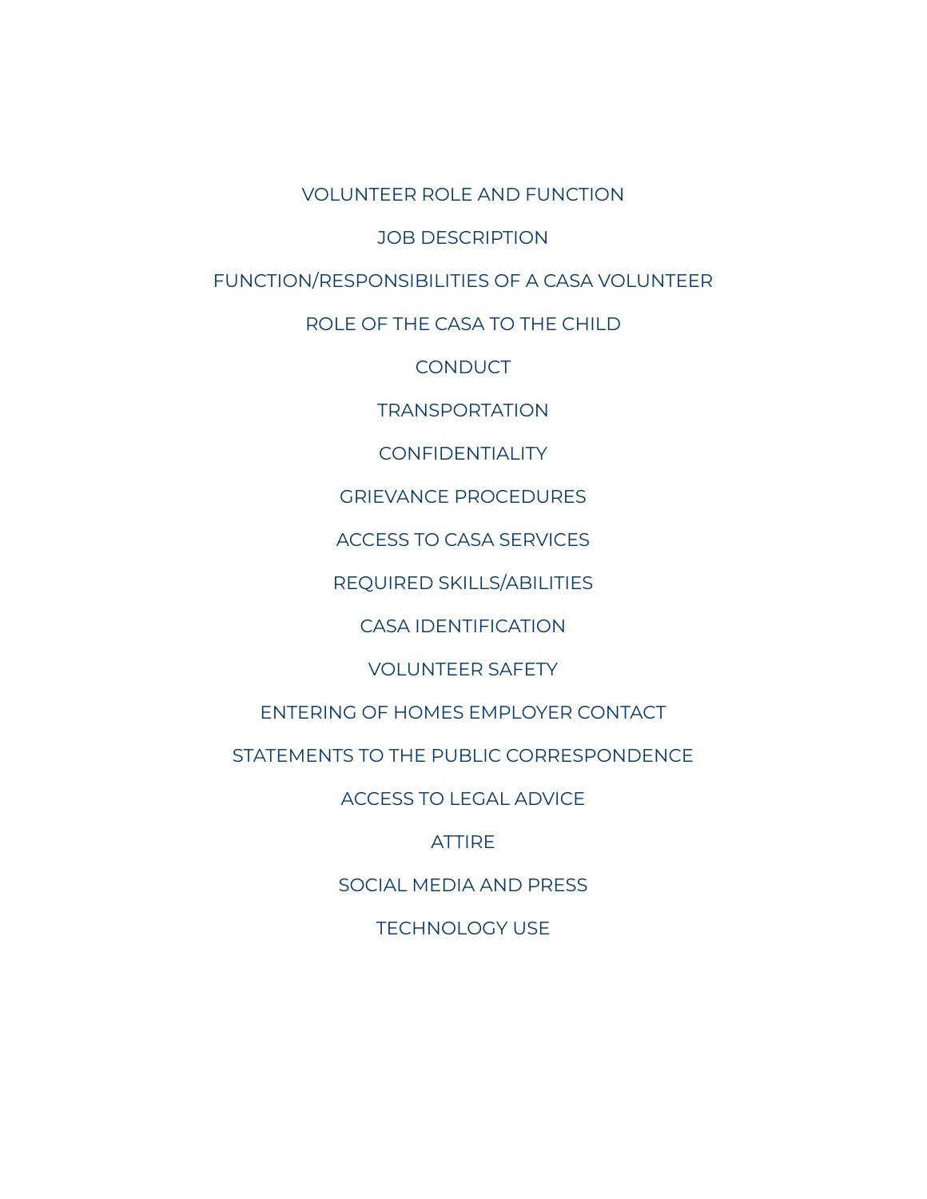VOLUNTEER ROLE AND FUNCTION

JOB DESCRIPTION

FUNCTION/RESPONSIBILITIES OF A CASA VOLUNTEER

ROLE OF THE CASA TO THE CHILD

CONDUCT

TRANSPORTATION

CONFIDENTIALITY

GRIEVANCE PROCEDURES

ACCESS TO CASA SERVICES

REQUIRED SKILLS/ABILITIES

CASA IDENTIFICATION

VOLUNTEER SAFETY

ENTERING OF HOMES EMPLOYER CONTACT

STATEMENTS TO THE PUBLIC CORRESPONDENCE

ACCESS TO LEGAL ADVICE

ATTIRE

SOCIAL MEDIA AND PRESS

TECHNOLOGY USE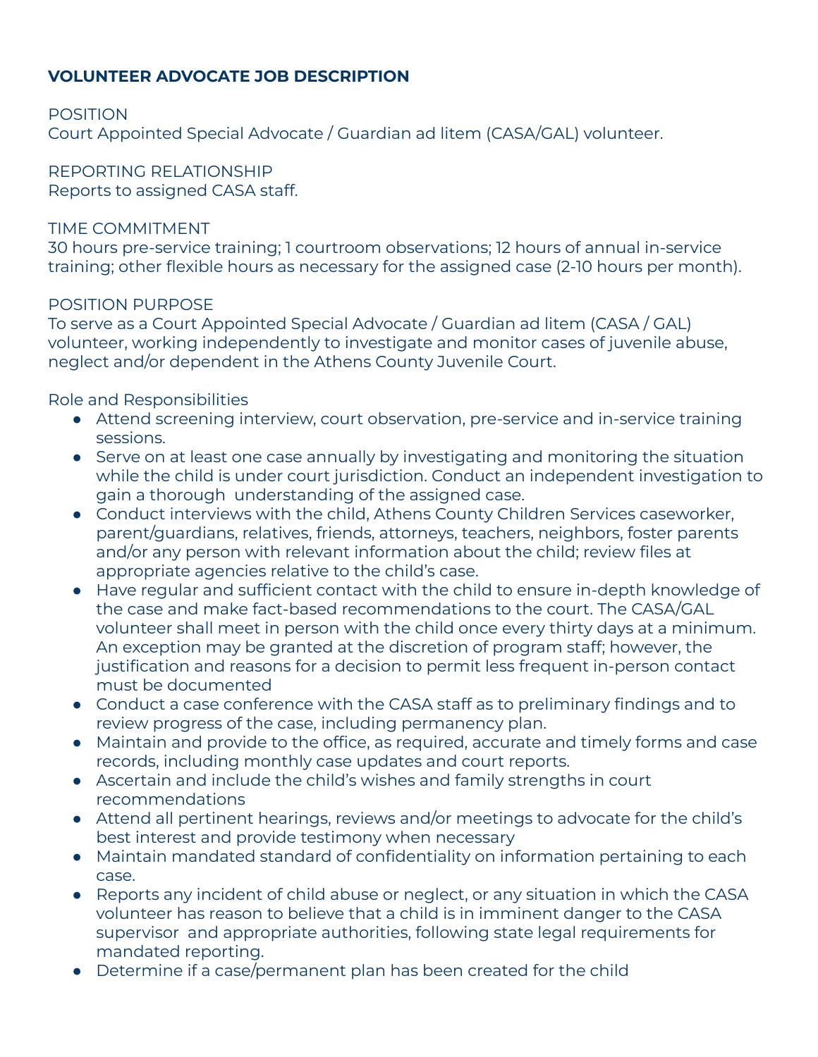**VOLUNTEER ADVOCATE JOB DESCRIPTION**

POSITION
Court Appointed Special Advocate / Guardian ad litem (CASA/GAL) volunteer.

REPORTING RELATIONSHIP
Reports to assigned CASA staff.

TIME COMMITMENT
30 hours pre-service training; 1 courtroom observations; 12 hours of annual in-service training; other flexible hours as necessary for the assigned case (2-10 hours per month).

POSITION PURPOSE
To serve as a Court Appointed Special Advocate / Guardian ad litem (CASA / GAL) volunteer, working independently to investigate and monitor cases of juvenile abuse, neglect and/or dependent in the Athens County Juvenile Court.

Role and Responsibilities

- Attend screening interview, court observation, pre-service and in-service training sessions.
- Serve on at least one case annually by investigating and monitoring the situation while the child is under court jurisdiction. Conduct an independent investigation to gain a thorough understanding of the assigned case.
- Conduct interviews with the child, Athens County Children Services caseworker, parent/guardians, relatives, friends, attorneys, teachers, neighbors, foster parents and/or any person with relevant information about the child; review files at appropriate agencies relative to the child's case.
- Have regular and sufficient contact with the child to ensure in-depth knowledge of the case and make fact-based recommendations to the court. The CASA/GAL volunteer shall meet in person with the child once every thirty days at a minimum. An exception may be granted at the discretion of program staff; however, the justification and reasons for a decision to permit less frequent in-person contact must be documented
- Conduct a case conference with the CASA staff as to preliminary findings and to review progress of the case, including permanency plan.
- Maintain and provide to the office, as required, accurate and timely forms and case records, including monthly case updates and court reports.
- Ascertain and include the child's wishes and family strengths in court recommendations
- Attend all pertinent hearings, reviews and/or meetings to advocate for the child's best interest and provide testimony when necessary
- Maintain mandated standard of confidentiality on information pertaining to each case.
- Reports any incident of child abuse or neglect, or any situation in which the CASA volunteer has reason to believe that a child is in imminent danger to the CASA supervisor and appropriate authorities, following state legal requirements for mandated reporting.
- Determine if a case/permanent plan has been created for the child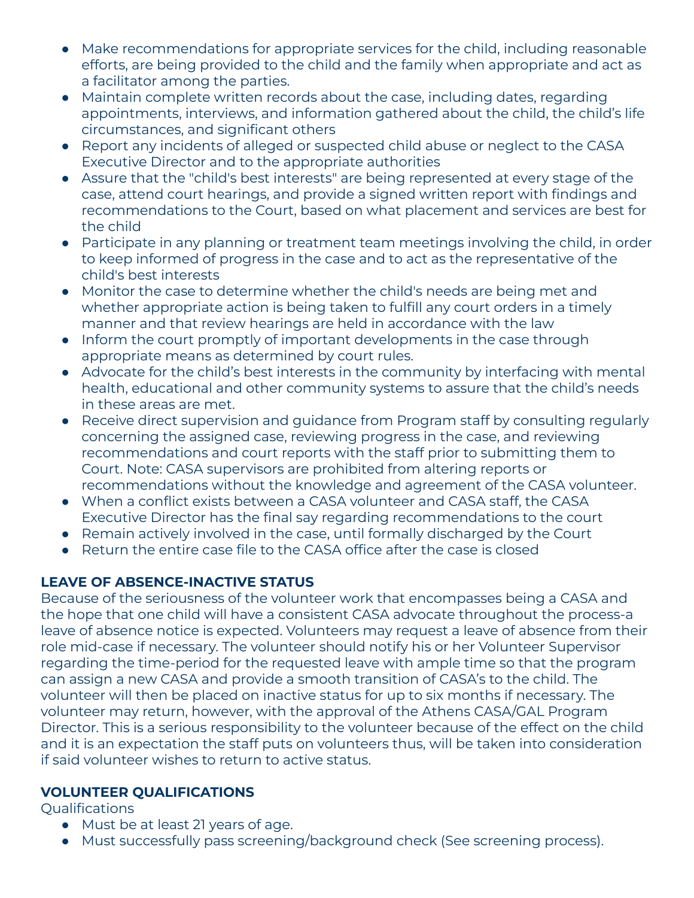- Make recommendations for appropriate services for the child, including reasonable efforts, are being provided to the child and the family when appropriate and act as a facilitator among the parties.
- Maintain complete written records about the case, including dates, regarding appointments, interviews, and information gathered about the child, the child's life circumstances, and significant others
- Report any incidents of alleged or suspected child abuse or neglect to the CASA Executive Director and to the appropriate authorities
- Assure that the "child's best interests" are being represented at every stage of the case, attend court hearings, and provide a signed written report with findings and recommendations to the Court, based on what placement and services are best for the child
- Participate in any planning or treatment team meetings involving the child, in order to keep informed of progress in the case and to act as the representative of the child's best interests
- Monitor the case to determine whether the child's needs are being met and whether appropriate action is being taken to fulfill any court orders in a timely manner and that review hearings are held in accordance with the law
- Inform the court promptly of important developments in the case through appropriate means as determined by court rules.
- Advocate for the child's best interests in the community by interfacing with mental health, educational and other community systems to assure that the child's needs in these areas are met.
- Receive direct supervision and guidance from Program staff by consulting regularly concerning the assigned case, reviewing progress in the case, and reviewing recommendations and court reports with the staff prior to submitting them to Court. Note: CASA supervisors are prohibited from altering reports or recommendations without the knowledge and agreement of the CASA volunteer.
- When a conflict exists between a CASA volunteer and CASA staff, the CASA Executive Director has the final say regarding recommendations to the court
- Remain actively involved in the case, until formally discharged by the Court
- Return the entire case file to the CASA office after the case is closed

**LEAVE OF ABSENCE-INACTIVE STATUS**

Because of the seriousness of the volunteer work that encompasses being a CASA and the hope that one child will have a consistent CASA advocate throughout the process-a leave of absence notice is expected. Volunteers may request a leave of absence from their role mid-case if necessary. The volunteer should notify his or her Volunteer Supervisor regarding the time-period for the requested leave with ample time so that the program can assign a new CASA and provide a smooth transition of CASA's to the child. The volunteer will then be placed on inactive status for up to six months if necessary. The volunteer may return, however, with the approval of the Athens CASA/GAL Program Director. This is a serious responsibility to the volunteer because of the effect on the child and it is an expectation the staff puts on volunteers thus, will be taken into consideration if said volunteer wishes to return to active status.

**VOLUNTEER QUALIFICATIONS**

Qualifications

- Must be at least 21 years of age.
- Must successfully pass screening/background check (See screening process).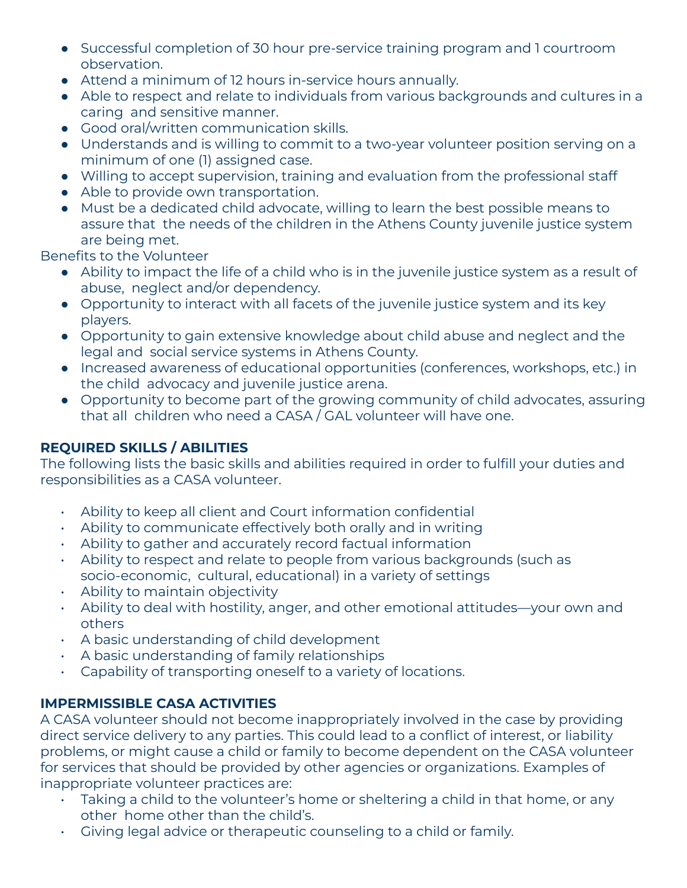- Successful completion of 30 hour pre-service training program and 1 courtroom observation.
- Attend a minimum of 12 hours in-service hours annually.
- Able to respect and relate to individuals from various backgrounds and cultures in a caring and sensitive manner.
- Good oral/written communication skills.
- Understands and is willing to commit to a two-year volunteer position serving on a minimum of one (1) assigned case.
- Willing to accept supervision, training and evaluation from the professional staff
- Able to provide own transportation.
- Must be a dedicated child advocate, willing to learn the best possible means to assure that the needs of the children in the Athens County juvenile justice system are being met.

Benefits to the Volunteer

- Ability to impact the life of a child who is in the juvenile justice system as a result of abuse, neglect and/or dependency.
- Opportunity to interact with all facets of the juvenile justice system and its key players.
- Opportunity to gain extensive knowledge about child abuse and neglect and the legal and social service systems in Athens County.
- Increased awareness of educational opportunities (conferences, workshops, etc.) in the child advocacy and juvenile justice arena.
- Opportunity to become part of the growing community of child advocates, assuring that all children who need a CASA / GAL volunteer will have one.

**REQUIRED SKILLS / ABILITIES**

The following lists the basic skills and abilities required in order to fulfill your duties and responsibilities as a CASA volunteer.

- Ability to keep all client and Court information confidential
- Ability to communicate effectively both orally and in writing
- Ability to gather and accurately record factual information
- Ability to respect and relate to people from various backgrounds (such as socio-economic, cultural, educational) in a variety of settings
- Ability to maintain objectivity
- Ability to deal with hostility, anger, and other emotional attitudes—your own and others
- A basic understanding of child development
- A basic understanding of family relationships
- Capability of transporting oneself to a variety of locations.

**IMPERMISSIBLE CASA ACTIVITIES**

A CASA volunteer should not become inappropriately involved in the case by providing direct service delivery to any parties. This could lead to a conflict of interest, or liability problems, or might cause a child or family to become dependent on the CASA volunteer for services that should be provided by other agencies or organizations. Examples of inappropriate volunteer practices are:

- Taking a child to the volunteer's home or sheltering a child in that home, or any other home other than the child's.
- Giving legal advice or therapeutic counseling to a child or family.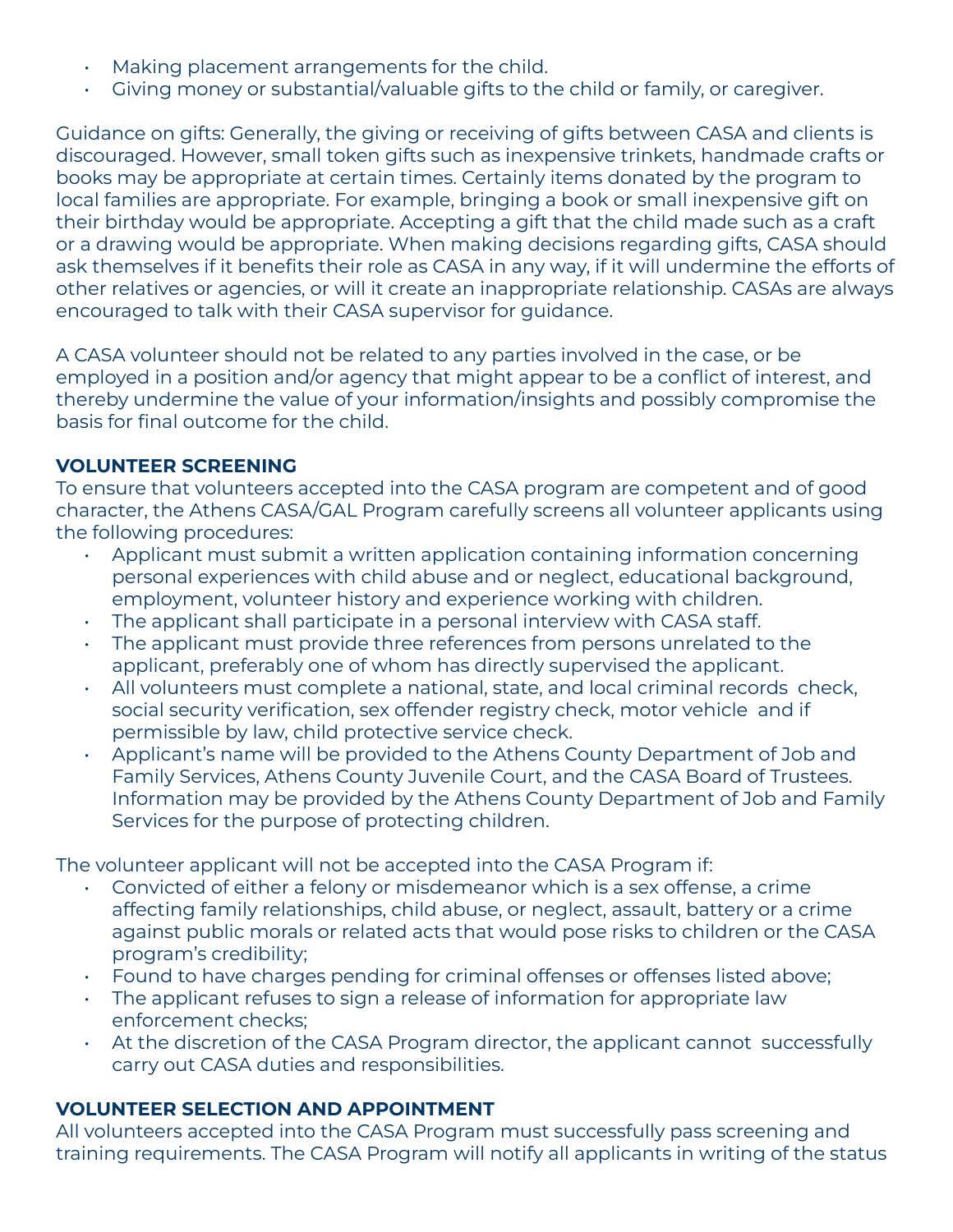- Making placement arrangements for the child.
- Giving money or substantial/valuable gifts to the child or family, or caregiver.

Guidance on gifts: Generally, the giving or receiving of gifts between CASA and clients is discouraged. However, small token gifts such as inexpensive trinkets, handmade crafts or books may be appropriate at certain times. Certainly items donated by the program to local families are appropriate. For example, bringing a book or small inexpensive gift on their birthday would be appropriate. Accepting a gift that the child made such as a craft or a drawing would be appropriate. When making decisions regarding gifts, CASA should ask themselves if it benefits their role as CASA in any way, if it will undermine the efforts of other relatives or agencies, or will it create an inappropriate relationship. CASAs are always encouraged to talk with their CASA supervisor for guidance.

A CASA volunteer should not be related to any parties involved in the case, or be employed in a position and/or agency that might appear to be a conflict of interest, and thereby undermine the value of your information/insights and possibly compromise the basis for final outcome for the child.

**VOLUNTEER SCREENING**

To ensure that volunteers accepted into the CASA program are competent and of good character, the Athens CASA/GAL Program carefully screens all volunteer applicants using the following procedures:

- Applicant must submit a written application containing information concerning personal experiences with child abuse and or neglect, educational background, employment, volunteer history and experience working with children.
- The applicant shall participate in a personal interview with CASA staff.
- The applicant must provide three references from persons unrelated to the applicant, preferably one of whom has directly supervised the applicant.
- All volunteers must complete a national, state, and local criminal records check, social security verification, sex offender registry check, motor vehicle and if permissible by law, child protective service check.
- Applicant's name will be provided to the Athens County Department of Job and Family Services, Athens County Juvenile Court, and the CASA Board of Trustees. Information may be provided by the Athens County Department of Job and Family Services for the purpose of protecting children.

The volunteer applicant will not be accepted into the CASA Program if:

- Convicted of either a felony or misdemeanor which is a sex offense, a crime affecting family relationships, child abuse, or neglect, assault, battery or a crime against public morals or related acts that would pose risks to children or the CASA program's credibility;
- Found to have charges pending for criminal offenses or offenses listed above;
- The applicant refuses to sign a release of information for appropriate law enforcement checks;
- At the discretion of the CASA Program director, the applicant cannot successfully carry out CASA duties and responsibilities.

**VOLUNTEER SELECTION AND APPOINTMENT**

All volunteers accepted into the CASA Program must successfully pass screening and training requirements. The CASA Program will notify all applicants in writing of the status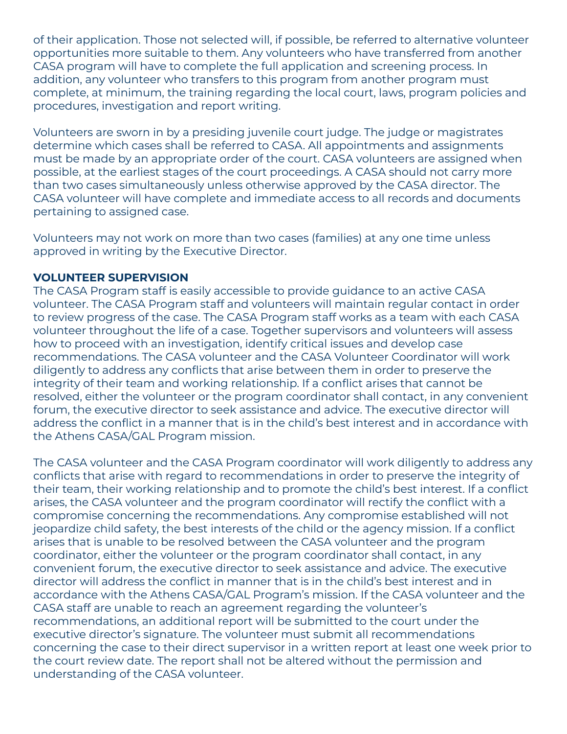of their application. Those not selected will, if possible, be referred to alternative volunteer opportunities more suitable to them. Any volunteers who have transferred from another CASA program will have to complete the full application and screening process. In addition, any volunteer who transfers to this program from another program must complete, at minimum, the training regarding the local court, laws, program policies and procedures, investigation and report writing.

Volunteers are sworn in by a presiding juvenile court judge. The judge or magistrates determine which cases shall be referred to CASA. All appointments and assignments must be made by an appropriate order of the court. CASA volunteers are assigned when possible, at the earliest stages of the court proceedings. A CASA should not carry more than two cases simultaneously unless otherwise approved by the CASA director. The CASA volunteer will have complete and immediate access to all records and documents pertaining to assigned case.

Volunteers may not work on more than two cases (families) at any one time unless approved in writing by the Executive Director.

**VOLUNTEER SUPERVISION**

The CASA Program staff is easily accessible to provide guidance to an active CASA volunteer. The CASA Program staff and volunteers will maintain regular contact in order to review progress of the case. The CASA Program staff works as a team with each CASA volunteer throughout the life of a case. Together supervisors and volunteers will assess how to proceed with an investigation, identify critical issues and develop case recommendations. The CASA volunteer and the CASA Volunteer Coordinator will work diligently to address any conflicts that arise between them in order to preserve the integrity of their team and working relationship. If a conflict arises that cannot be resolved, either the volunteer or the program coordinator shall contact, in any convenient forum, the executive director to seek assistance and advice. The executive director will address the conflict in a manner that is in the child's best interest and in accordance with the Athens CASA/GAL Program mission.

The CASA volunteer and the CASA Program coordinator will work diligently to address any conflicts that arise with regard to recommendations in order to preserve the integrity of their team, their working relationship and to promote the child's best interest. If a conflict arises, the CASA volunteer and the program coordinator will rectify the conflict with a compromise concerning the recommendations. Any compromise established will not jeopardize child safety, the best interests of the child or the agency mission. If a conflict arises that is unable to be resolved between the CASA volunteer and the program coordinator, either the volunteer or the program coordinator shall contact, in any convenient forum, the executive director to seek assistance and advice. The executive director will address the conflict in manner that is in the child's best interest and in accordance with the Athens CASA/GAL Program's mission. If the CASA volunteer and the CASA staff are unable to reach an agreement regarding the volunteer's recommendations, an additional report will be submitted to the court under the executive director's signature. The volunteer must submit all recommendations concerning the case to their direct supervisor in a written report at least one week prior to the court review date. The report shall not be altered without the permission and understanding of the CASA volunteer.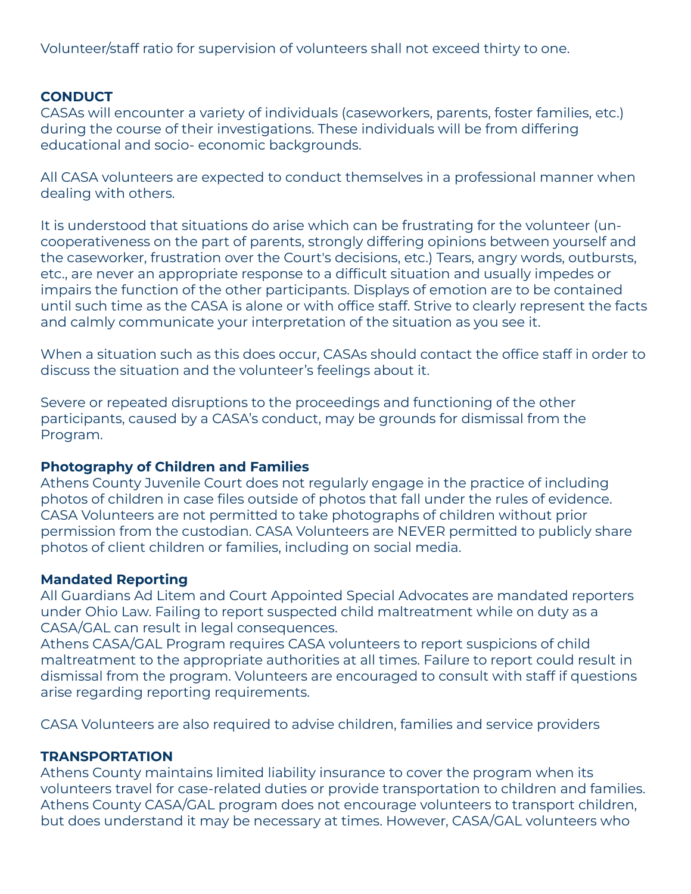Volunteer/staff ratio for supervision of volunteers shall not exceed thirty to one.

## CONDUCT

CASAs will encounter a variety of individuals (caseworkers, parents, foster families, etc.) during the course of their investigations. These individuals will be from differing educational and socio- economic backgrounds.

All CASA volunteers are expected to conduct themselves in a professional manner when dealing with others.

It is understood that situations do arise which can be frustrating for the volunteer (un-cooperativeness on the part of parents, strongly differing opinions between yourself and the caseworker, frustration over the Court's decisions, etc.) Tears, angry words, outbursts, etc., are never an appropriate response to a difficult situation and usually impedes or impairs the function of the other participants. Displays of emotion are to be contained until such time as the CASA is alone or with office staff. Strive to clearly represent the facts and calmly communicate your interpretation of the situation as you see it.

When a situation such as this does occur, CASAs should contact the office staff in order to discuss the situation and the volunteer's feelings about it.

Severe or repeated disruptions to the proceedings and functioning of the other participants, caused by a CASA's conduct, may be grounds for dismissal from the Program.

### Photography of Children and Families

Athens County Juvenile Court does not regularly engage in the practice of including photos of children in case files outside of photos that fall under the rules of evidence. CASA Volunteers are not permitted to take photographs of children without prior permission from the custodian. CASA Volunteers are NEVER permitted to publicly share photos of client children or families, including on social media.

### Mandated Reporting

All Guardians Ad Litem and Court Appointed Special Advocates are mandated reporters under Ohio Law. Failing to report suspected child maltreatment while on duty as a CASA/GAL can result in legal consequences.
Athens CASA/GAL Program requires CASA volunteers to report suspicions of child maltreatment to the appropriate authorities at all times. Failure to report could result in dismissal from the program. Volunteers are encouraged to consult with staff if questions arise regarding reporting requirements.

CASA Volunteers are also required to advise children, families and service providers

## TRANSPORTATION

Athens County maintains limited liability insurance to cover the program when its volunteers travel for case-related duties or provide transportation to children and families. Athens County CASA/GAL program does not encourage volunteers to transport children, but does understand it may be necessary at times. However, CASA/GAL volunteers who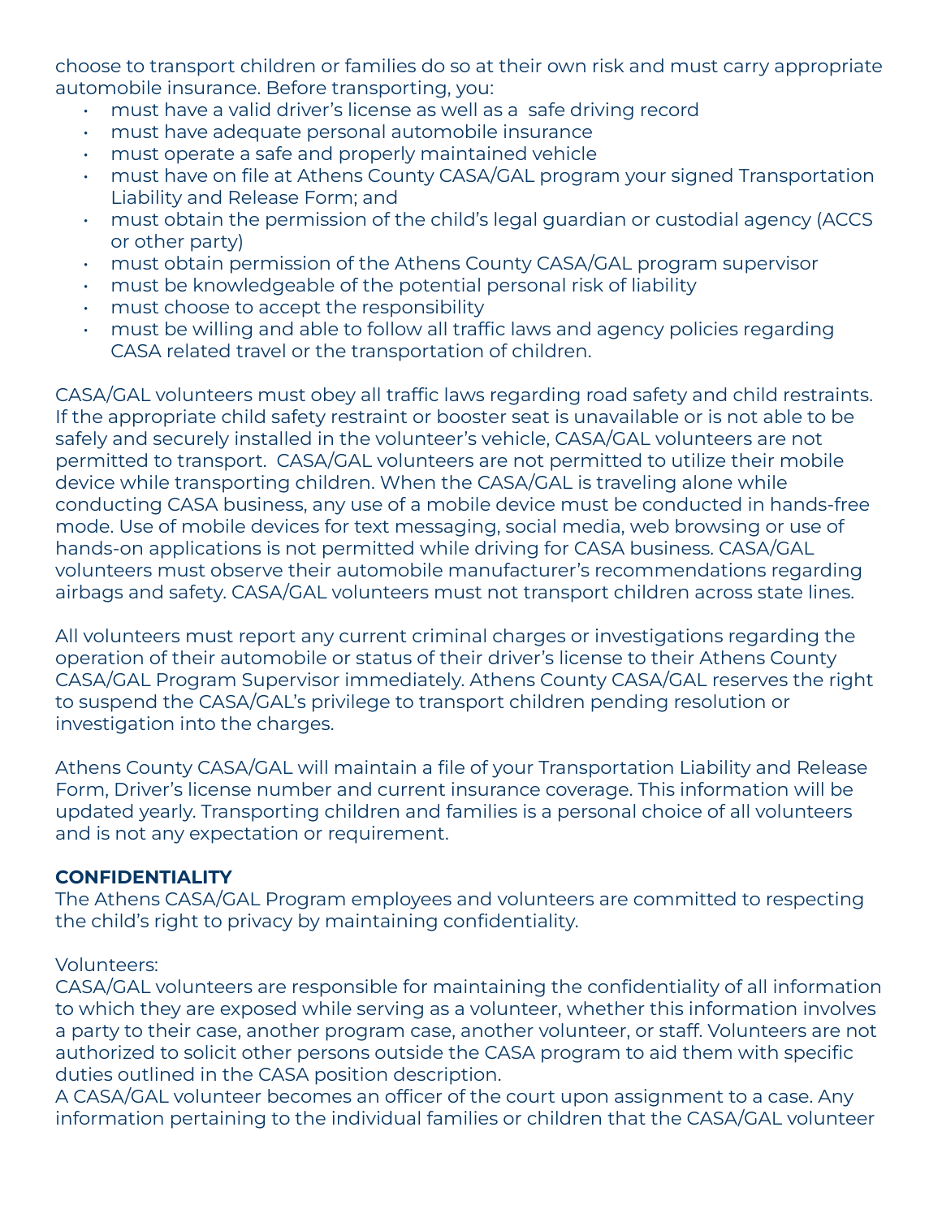choose to transport children or families do so at their own risk and must carry appropriate automobile insurance. Before transporting, you:

- must have a valid driver's license as well as a safe driving record
- must have adequate personal automobile insurance
- must operate a safe and properly maintained vehicle
- must have on file at Athens County CASA/GAL program your signed Transportation Liability and Release Form; and
- must obtain the permission of the child's legal guardian or custodial agency (ACCS or other party)
- must obtain permission of the Athens County CASA/GAL program supervisor
- must be knowledgeable of the potential personal risk of liability
- must choose to accept the responsibility
- must be willing and able to follow all traffic laws and agency policies regarding CASA related travel or the transportation of children.

CASA/GAL volunteers must obey all traffic laws regarding road safety and child restraints. If the appropriate child safety restraint or booster seat is unavailable or is not able to be safely and securely installed in the volunteer's vehicle, CASA/GAL volunteers are not permitted to transport. CASA/GAL volunteers are not permitted to utilize their mobile device while transporting children. When the CASA/GAL is traveling alone while conducting CASA business, any use of a mobile device must be conducted in hands-free mode. Use of mobile devices for text messaging, social media, web browsing or use of hands-on applications is not permitted while driving for CASA business. CASA/GAL volunteers must observe their automobile manufacturer's recommendations regarding airbags and safety. CASA/GAL volunteers must not transport children across state lines.

All volunteers must report any current criminal charges or investigations regarding the operation of their automobile or status of their driver's license to their Athens County CASA/GAL Program Supervisor immediately. Athens County CASA/GAL reserves the right to suspend the CASA/GAL's privilege to transport children pending resolution or investigation into the charges.

Athens County CASA/GAL will maintain a file of your Transportation Liability and Release Form, Driver's license number and current insurance coverage. This information will be updated yearly. Transporting children and families is a personal choice of all volunteers and is not any expectation or requirement.

**CONFIDENTIALITY**

The Athens CASA/GAL Program employees and volunteers are committed to respecting the child's right to privacy by maintaining confidentiality.

Volunteers:

CASA/GAL volunteers are responsible for maintaining the confidentiality of all information to which they are exposed while serving as a volunteer, whether this information involves a party to their case, another program case, another volunteer, or staff. Volunteers are not authorized to solicit other persons outside the CASA program to aid them with specific duties outlined in the CASA position description.

A CASA/GAL volunteer becomes an officer of the court upon assignment to a case. Any information pertaining to the individual families or children that the CASA/GAL volunteer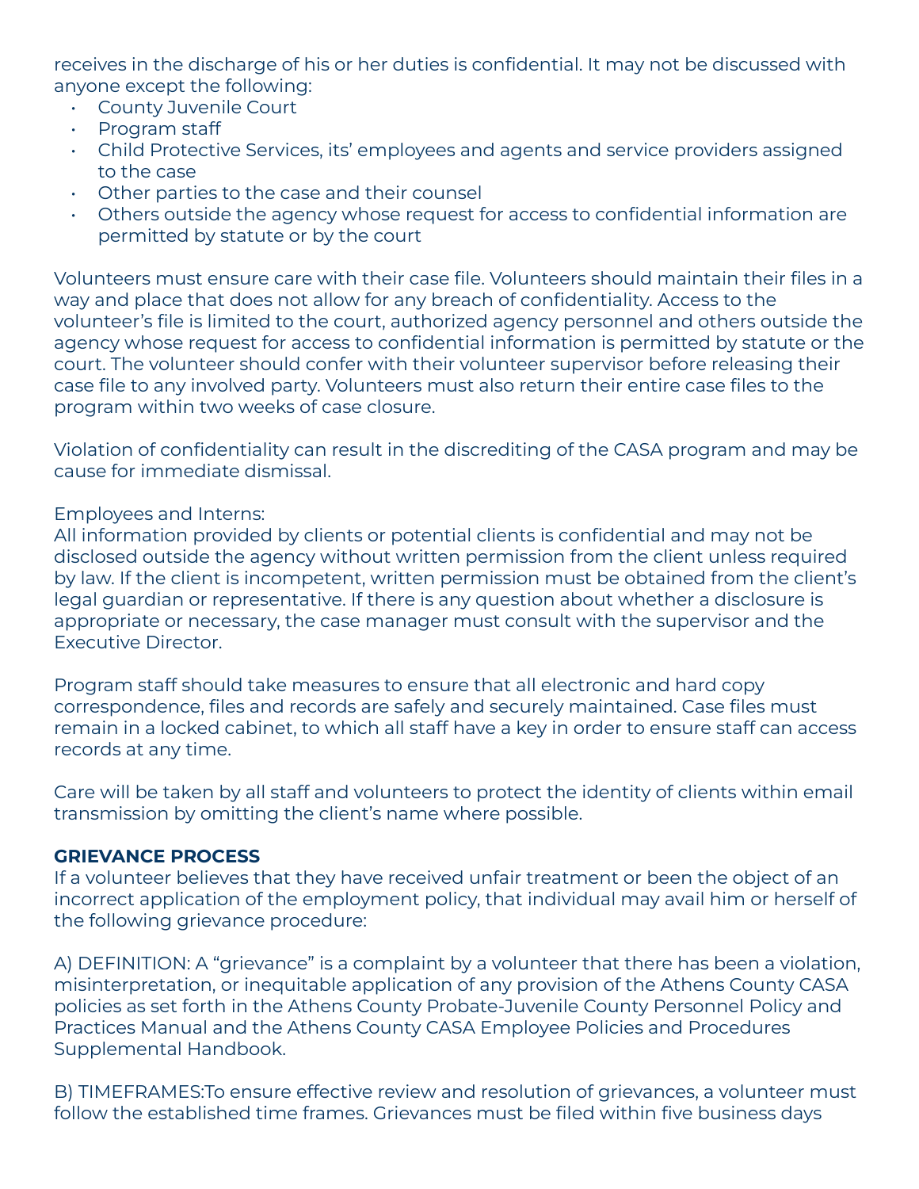receives in the discharge of his or her duties is confidential. It may not be discussed with anyone except the following:

- County Juvenile Court
- Program staff
- Child Protective Services, its' employees and agents and service providers assigned to the case
- Other parties to the case and their counsel
- Others outside the agency whose request for access to confidential information are permitted by statute or by the court

Volunteers must ensure care with their case file. Volunteers should maintain their files in a way and place that does not allow for any breach of confidentiality. Access to the volunteer's file is limited to the court, authorized agency personnel and others outside the agency whose request for access to confidential information is permitted by statute or the court. The volunteer should confer with their volunteer supervisor before releasing their case file to any involved party. Volunteers must also return their entire case files to the program within two weeks of case closure.

Violation of confidentiality can result in the discrediting of the CASA program and may be cause for immediate dismissal.

Employees and Interns:
All information provided by clients or potential clients is confidential and may not be disclosed outside the agency without written permission from the client unless required by law. If the client is incompetent, written permission must be obtained from the client's legal guardian or representative. If there is any question about whether a disclosure is appropriate or necessary, the case manager must consult with the supervisor and the Executive Director.

Program staff should take measures to ensure that all electronic and hard copy correspondence, files and records are safely and securely maintained. Case files must remain in a locked cabinet, to which all staff have a key in order to ensure staff can access records at any time.

Care will be taken by all staff and volunteers to protect the identity of clients within email transmission by omitting the client's name where possible.

**GRIEVANCE PROCESS**

If a volunteer believes that they have received unfair treatment or been the object of an incorrect application of the employment policy, that individual may avail him or herself of the following grievance procedure:

A) DEFINITION: A "grievance" is a complaint by a volunteer that there has been a violation, misinterpretation, or inequitable application of any provision of the Athens County CASA policies as set forth in the Athens County Probate-Juvenile County Personnel Policy and Practices Manual and the Athens County CASA Employee Policies and Procedures Supplemental Handbook.

B) TIMEFRAMES:To ensure effective review and resolution of grievances, a volunteer must follow the established time frames. Grievances must be filed within five business days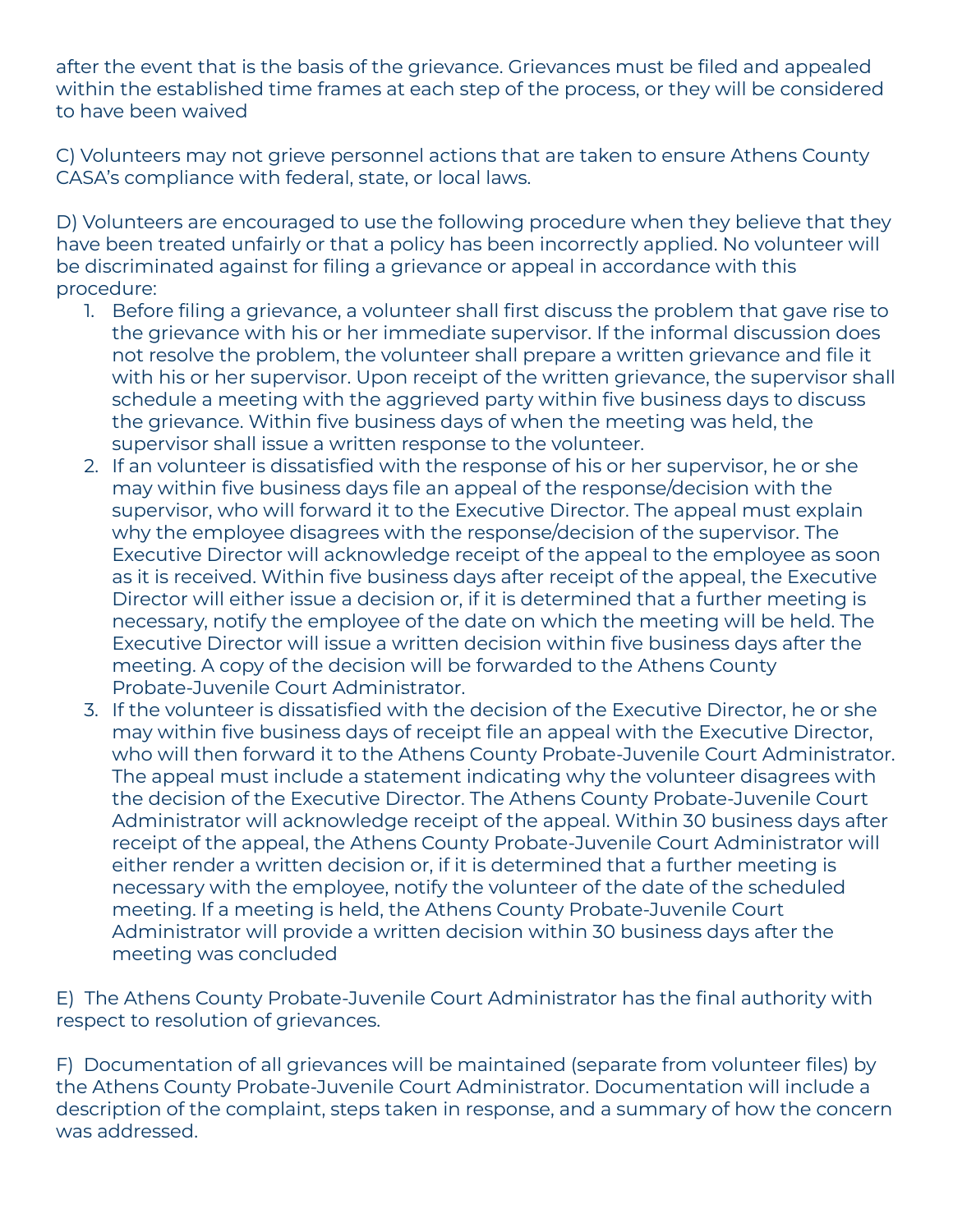after the event that is the basis of the grievance. Grievances must be filed and appealed within the established time frames at each step of the process, or they will be considered to have been waived

C) Volunteers may not grieve personnel actions that are taken to ensure Athens County CASA's compliance with federal, state, or local laws.

D) Volunteers are encouraged to use the following procedure when they believe that they have been treated unfairly or that a policy has been incorrectly applied. No volunteer will be discriminated against for filing a grievance or appeal in accordance with this procedure:

1. Before filing a grievance, a volunteer shall first discuss the problem that gave rise to the grievance with his or her immediate supervisor. If the informal discussion does not resolve the problem, the volunteer shall prepare a written grievance and file it with his or her supervisor. Upon receipt of the written grievance, the supervisor shall schedule a meeting with the aggrieved party within five business days to discuss the grievance. Within five business days of when the meeting was held, the supervisor shall issue a written response to the volunteer.
2. If an volunteer is dissatisfied with the response of his or her supervisor, he or she may within five business days file an appeal of the response/decision with the supervisor, who will forward it to the Executive Director. The appeal must explain why the employee disagrees with the response/decision of the supervisor. The Executive Director will acknowledge receipt of the appeal to the employee as soon as it is received. Within five business days after receipt of the appeal, the Executive Director will either issue a decision or, if it is determined that a further meeting is necessary, notify the employee of the date on which the meeting will be held. The Executive Director will issue a written decision within five business days after the meeting. A copy of the decision will be forwarded to the Athens County Probate-Juvenile Court Administrator.
3. If the volunteer is dissatisfied with the decision of the Executive Director, he or she may within five business days of receipt file an appeal with the Executive Director, who will then forward it to the Athens County Probate-Juvenile Court Administrator. The appeal must include a statement indicating why the volunteer disagrees with the decision of the Executive Director. The Athens County Probate-Juvenile Court Administrator will acknowledge receipt of the appeal. Within 30 business days after receipt of the appeal, the Athens County Probate-Juvenile Court Administrator will either render a written decision or, if it is determined that a further meeting is necessary with the employee, notify the volunteer of the date of the scheduled meeting. If a meeting is held, the Athens County Probate-Juvenile Court Administrator will provide a written decision within 30 business days after the meeting was concluded

E) The Athens County Probate-Juvenile Court Administrator has the final authority with respect to resolution of grievances.

F) Documentation of all grievances will be maintained (separate from volunteer files) by the Athens County Probate-Juvenile Court Administrator. Documentation will include a description of the complaint, steps taken in response, and a summary of how the concern was addressed.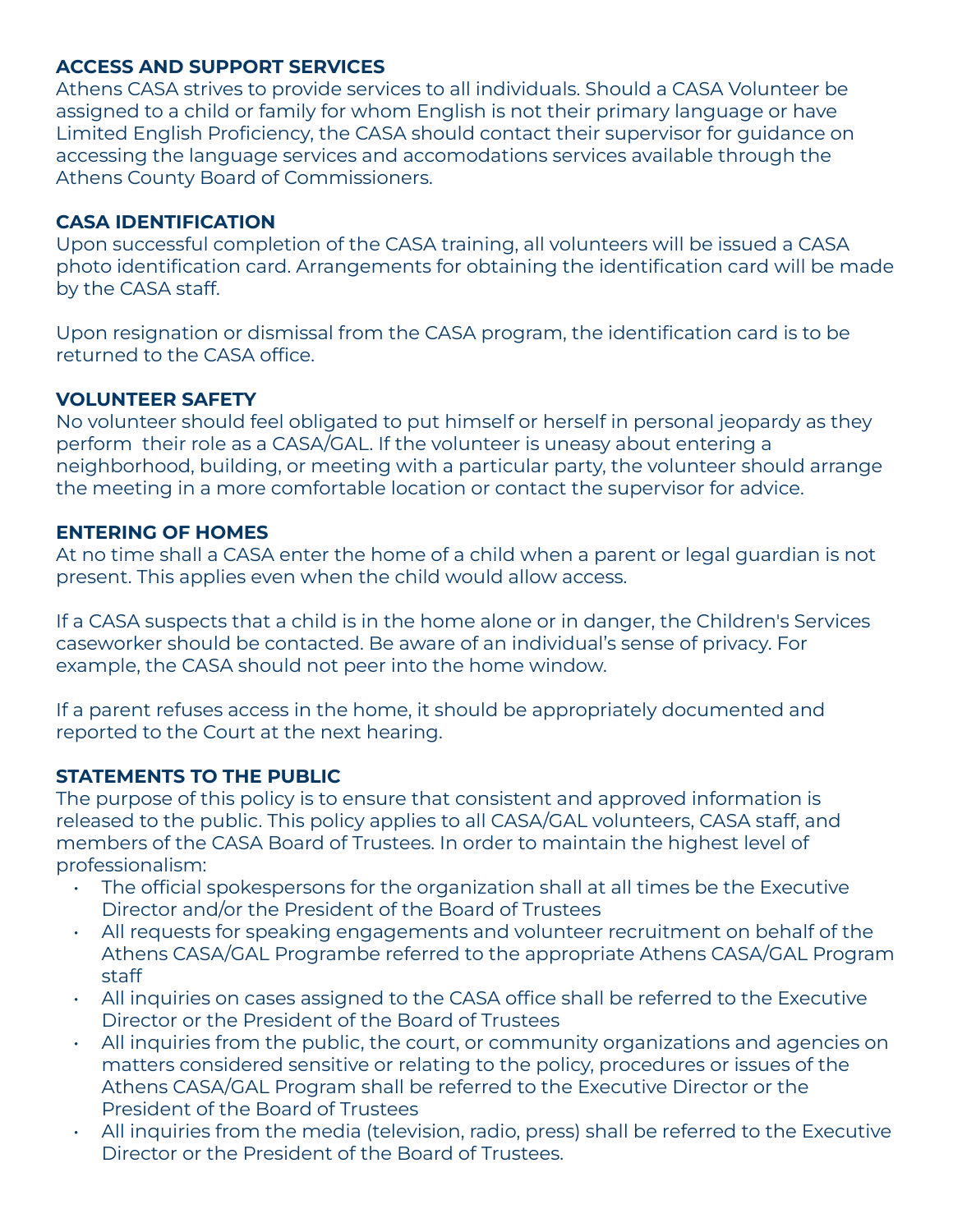## ACCESS AND SUPPORT SERVICES

Athens CASA strives to provide services to all individuals. Should a CASA Volunteer be assigned to a child or family for whom English is not their primary language or have Limited English Proficiency, the CASA should contact their supervisor for guidance on accessing the language services and accomodations services available through the Athens County Board of Commissioners.

## CASA IDENTIFICATION

Upon successful completion of the CASA training, all volunteers will be issued a CASA photo identification card. Arrangements for obtaining the identification card will be made by the CASA staff.

Upon resignation or dismissal from the CASA program, the identification card is to be returned to the CASA office.

## VOLUNTEER SAFETY

No volunteer should feel obligated to put himself or herself in personal jeopardy as they perform their role as a CASA/GAL. If the volunteer is uneasy about entering a neighborhood, building, or meeting with a particular party, the volunteer should arrange the meeting in a more comfortable location or contact the supervisor for advice.

## ENTERING OF HOMES

At no time shall a CASA enter the home of a child when a parent or legal guardian is not present. This applies even when the child would allow access.

If a CASA suspects that a child is in the home alone or in danger, the Children's Services caseworker should be contacted. Be aware of an individual's sense of privacy. For example, the CASA should not peer into the home window.

If a parent refuses access in the home, it should be appropriately documented and reported to the Court at the next hearing.

## STATEMENTS TO THE PUBLIC

The purpose of this policy is to ensure that consistent and approved information is released to the public. This policy applies to all CASA/GAL volunteers, CASA staff, and members of the CASA Board of Trustees. In order to maintain the highest level of professionalism:

- The official spokespersons for the organization shall at all times be the Executive Director and/or the President of the Board of Trustees
- All requests for speaking engagements and volunteer recruitment on behalf of the Athens CASA/GAL Programbe referred to the appropriate Athens CASA/GAL Program staff
- All inquiries on cases assigned to the CASA office shall be referred to the Executive Director or the President of the Board of Trustees
- All inquiries from the public, the court, or community organizations and agencies on matters considered sensitive or relating to the policy, procedures or issues of the Athens CASA/GAL Program shall be referred to the Executive Director or the President of the Board of Trustees
- All inquiries from the media (television, radio, press) shall be referred to the Executive Director or the President of the Board of Trustees.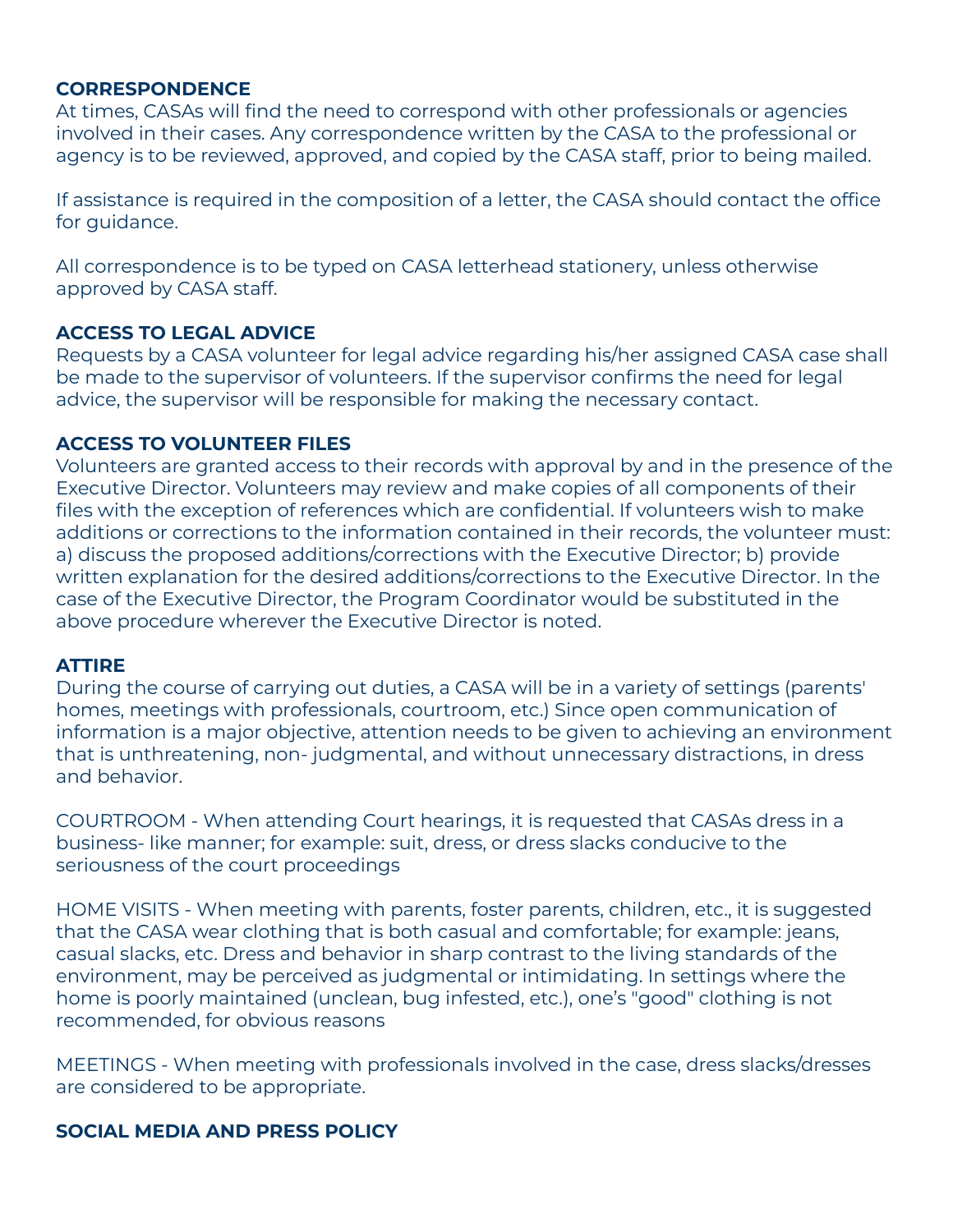## CORRESPONDENCE

At times, CASAs will find the need to correspond with other professionals or agencies involved in their cases. Any correspondence written by the CASA to the professional or agency is to be reviewed, approved, and copied by the CASA staff, prior to being mailed.

If assistance is required in the composition of a letter, the CASA should contact the office for guidance.

All correspondence is to be typed on CASA letterhead stationery, unless otherwise approved by CASA staff.

## ACCESS TO LEGAL ADVICE

Requests by a CASA volunteer for legal advice regarding his/her assigned CASA case shall be made to the supervisor of volunteers. If the supervisor confirms the need for legal advice, the supervisor will be responsible for making the necessary contact.

## ACCESS TO VOLUNTEER FILES

Volunteers are granted access to their records with approval by and in the presence of the Executive Director. Volunteers may review and make copies of all components of their files with the exception of references which are confidential. If volunteers wish to make additions or corrections to the information contained in their records, the volunteer must: a) discuss the proposed additions/corrections with the Executive Director; b) provide written explanation for the desired additions/corrections to the Executive Director. In the case of the Executive Director, the Program Coordinator would be substituted in the above procedure wherever the Executive Director is noted.

## ATTIRE

During the course of carrying out duties, a CASA will be in a variety of settings (parents' homes, meetings with professionals, courtroom, etc.) Since open communication of information is a major objective, attention needs to be given to achieving an environment that is unthreatening, non- judgmental, and without unnecessary distractions, in dress and behavior.

COURTROOM - When attending Court hearings, it is requested that CASAs dress in a business- like manner; for example: suit, dress, or dress slacks conducive to the seriousness of the court proceedings

HOME VISITS - When meeting with parents, foster parents, children, etc., it is suggested that the CASA wear clothing that is both casual and comfortable; for example: jeans, casual slacks, etc. Dress and behavior in sharp contrast to the living standards of the environment, may be perceived as judgmental or intimidating. In settings where the home is poorly maintained (unclean, bug infested, etc.), one's "good" clothing is not recommended, for obvious reasons

MEETINGS - When meeting with professionals involved in the case, dress slacks/dresses are considered to be appropriate.

## SOCIAL MEDIA AND PRESS POLICY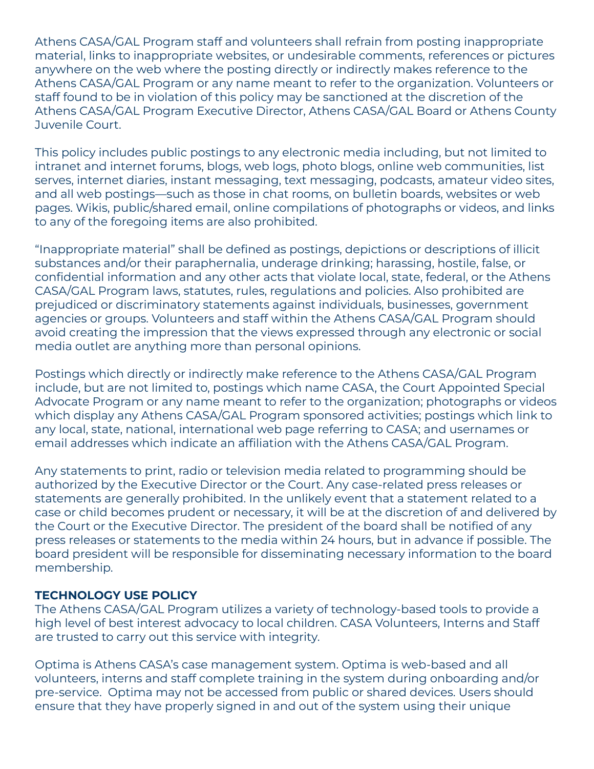Athens CASA/GAL Program staff and volunteers shall refrain from posting inappropriate material, links to inappropriate websites, or undesirable comments, references or pictures anywhere on the web where the posting directly or indirectly makes reference to the Athens CASA/GAL Program or any name meant to refer to the organization. Volunteers or staff found to be in violation of this policy may be sanctioned at the discretion of the Athens CASA/GAL Program Executive Director, Athens CASA/GAL Board or Athens County Juvenile Court.

This policy includes public postings to any electronic media including, but not limited to intranet and internet forums, blogs, web logs, photo blogs, online web communities, list serves, internet diaries, instant messaging, text messaging, podcasts, amateur video sites, and all web postings—such as those in chat rooms, on bulletin boards, websites or web pages. Wikis, public/shared email, online compilations of photographs or videos, and links to any of the foregoing items are also prohibited.

"Inappropriate material" shall be defined as postings, depictions or descriptions of illicit substances and/or their paraphernalia, underage drinking; harassing, hostile, false, or confidential information and any other acts that violate local, state, federal, or the Athens CASA/GAL Program laws, statutes, rules, regulations and policies. Also prohibited are prejudiced or discriminatory statements against individuals, businesses, government agencies or groups. Volunteers and staff within the Athens CASA/GAL Program should avoid creating the impression that the views expressed through any electronic or social media outlet are anything more than personal opinions.

Postings which directly or indirectly make reference to the Athens CASA/GAL Program include, but are not limited to, postings which name CASA, the Court Appointed Special Advocate Program or any name meant to refer to the organization; photographs or videos which display any Athens CASA/GAL Program sponsored activities; postings which link to any local, state, national, international web page referring to CASA; and usernames or email addresses which indicate an affiliation with the Athens CASA/GAL Program.

Any statements to print, radio or television media related to programming should be authorized by the Executive Director or the Court. Any case-related press releases or statements are generally prohibited. In the unlikely event that a statement related to a case or child becomes prudent or necessary, it will be at the discretion of and delivered by the Court or the Executive Director. The president of the board shall be notified of any press releases or statements to the media within 24 hours, but in advance if possible. The board president will be responsible for disseminating necessary information to the board membership.

**TECHNOLOGY USE POLICY**

The Athens CASA/GAL Program utilizes a variety of technology-based tools to provide a high level of best interest advocacy to local children. CASA Volunteers, Interns and Staff are trusted to carry out this service with integrity.

Optima is Athens CASA's case management system. Optima is web-based and all volunteers, interns and staff complete training in the system during onboarding and/or pre-service. Optima may not be accessed from public or shared devices. Users should ensure that they have properly signed in and out of the system using their unique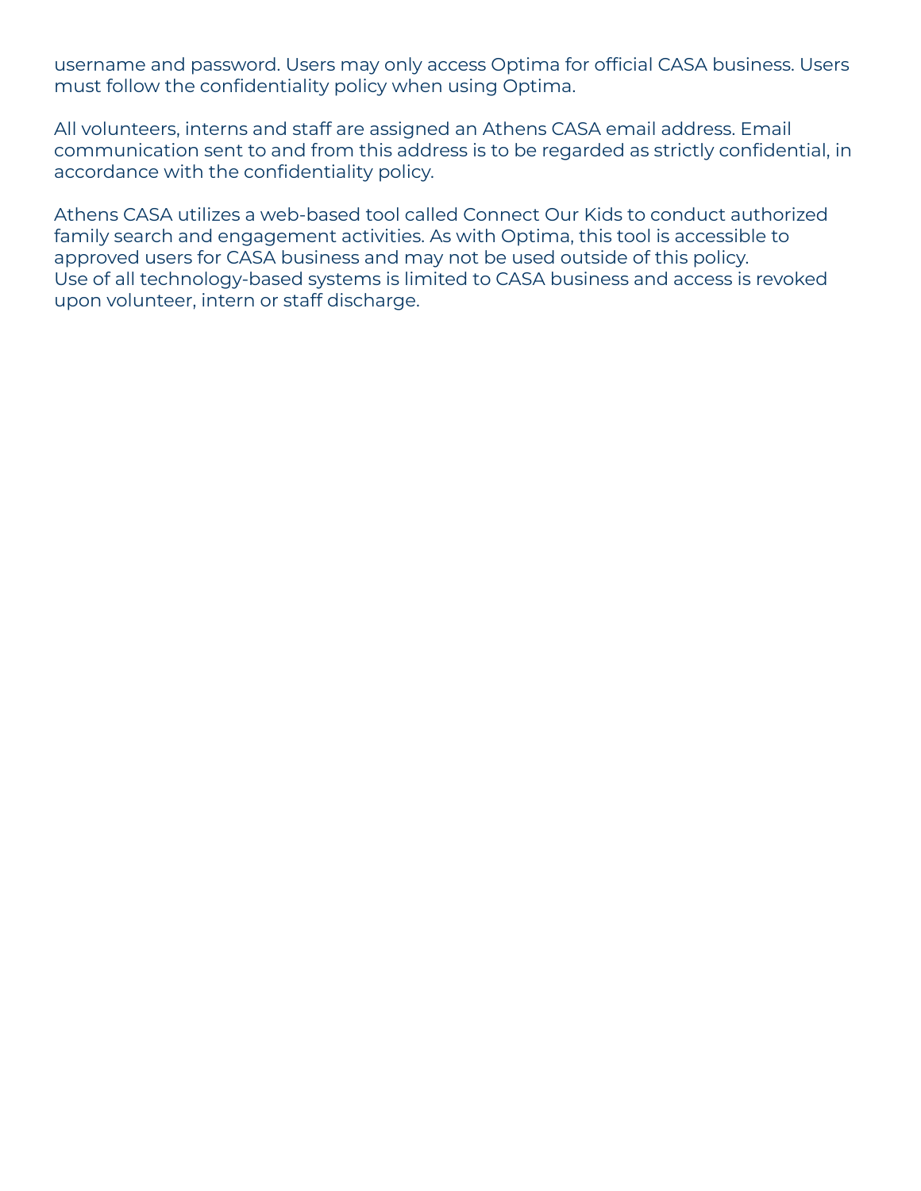username and password. Users may only access Optima for official CASA business. Users must follow the confidentiality policy when using Optima.

All volunteers, interns and staff are assigned an Athens CASA email address. Email communication sent to and from this address is to be regarded as strictly confidential, in accordance with the confidentiality policy.

Athens CASA utilizes a web-based tool called Connect Our Kids to conduct authorized family search and engagement activities. As with Optima, this tool is accessible to approved users for CASA business and may not be used outside of this policy.
Use of all technology-based systems is limited to CASA business and access is revoked upon volunteer, intern or staff discharge.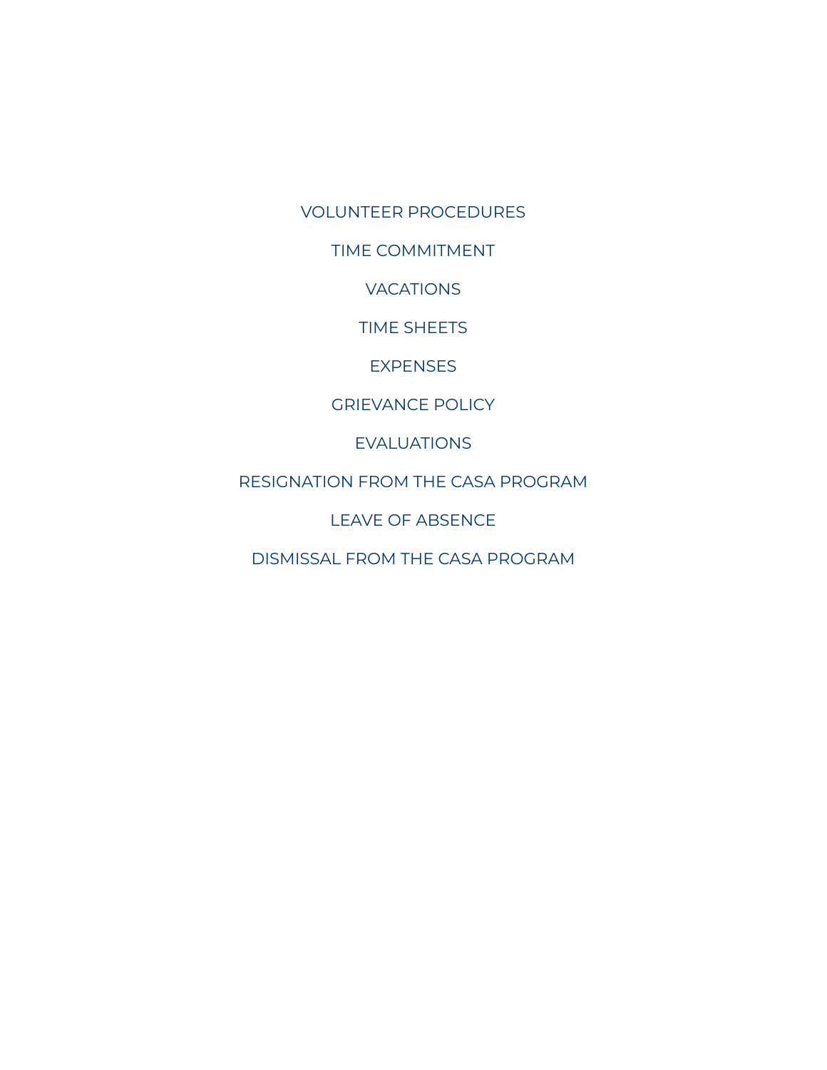VOLUNTEER PROCEDURES

TIME COMMITMENT

VACATIONS

TIME SHEETS

EXPENSES

GRIEVANCE POLICY

EVALUATIONS

RESIGNATION FROM THE CASA PROGRAM

LEAVE OF ABSENCE

DISMISSAL FROM THE CASA PROGRAM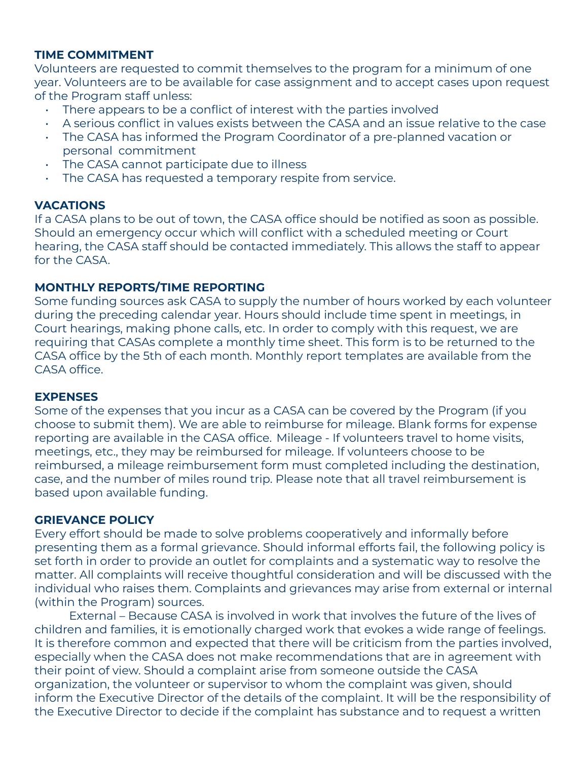**TIME COMMITMENT**

Volunteers are requested to commit themselves to the program for a minimum of one year. Volunteers are to be available for case assignment and to accept cases upon request of the Program staff unless:

- There appears to be a conflict of interest with the parties involved
- A serious conflict in values exists between the CASA and an issue relative to the case
- The CASA has informed the Program Coordinator of a pre-planned vacation or personal commitment
- The CASA cannot participate due to illness
- The CASA has requested a temporary respite from service.

**VACATIONS**

If a CASA plans to be out of town, the CASA office should be notified as soon as possible. Should an emergency occur which will conflict with a scheduled meeting or Court hearing, the CASA staff should be contacted immediately. This allows the staff to appear for the CASA.

**MONTHLY REPORTS/TIME REPORTING**

Some funding sources ask CASA to supply the number of hours worked by each volunteer during the preceding calendar year. Hours should include time spent in meetings, in Court hearings, making phone calls, etc. In order to comply with this request, we are requiring that CASAs complete a monthly time sheet. This form is to be returned to the CASA office by the 5th of each month. Monthly report templates are available from the CASA office.

**EXPENSES**

Some of the expenses that you incur as a CASA can be covered by the Program (if you choose to submit them). We are able to reimburse for mileage. Blank forms for expense reporting are available in the CASA office. Mileage - If volunteers travel to home visits, meetings, etc., they may be reimbursed for mileage. If volunteers choose to be reimbursed, a mileage reimbursement form must completed including the destination, case, and the number of miles round trip. Please note that all travel reimbursement is based upon available funding.

**GRIEVANCE POLICY**

Every effort should be made to solve problems cooperatively and informally before presenting them as a formal grievance. Should informal efforts fail, the following policy is set forth in order to provide an outlet for complaints and a systematic way to resolve the matter. All complaints will receive thoughtful consideration and will be discussed with the individual who raises them. Complaints and grievances may arise from external or internal (within the Program) sources.

External – Because CASA is involved in work that involves the future of the lives of children and families, it is emotionally charged work that evokes a wide range of feelings. It is therefore common and expected that there will be criticism from the parties involved, especially when the CASA does not make recommendations that are in agreement with their point of view. Should a complaint arise from someone outside the CASA organization, the volunteer or supervisor to whom the complaint was given, should inform the Executive Director of the details of the complaint. It will be the responsibility of the Executive Director to decide if the complaint has substance and to request a written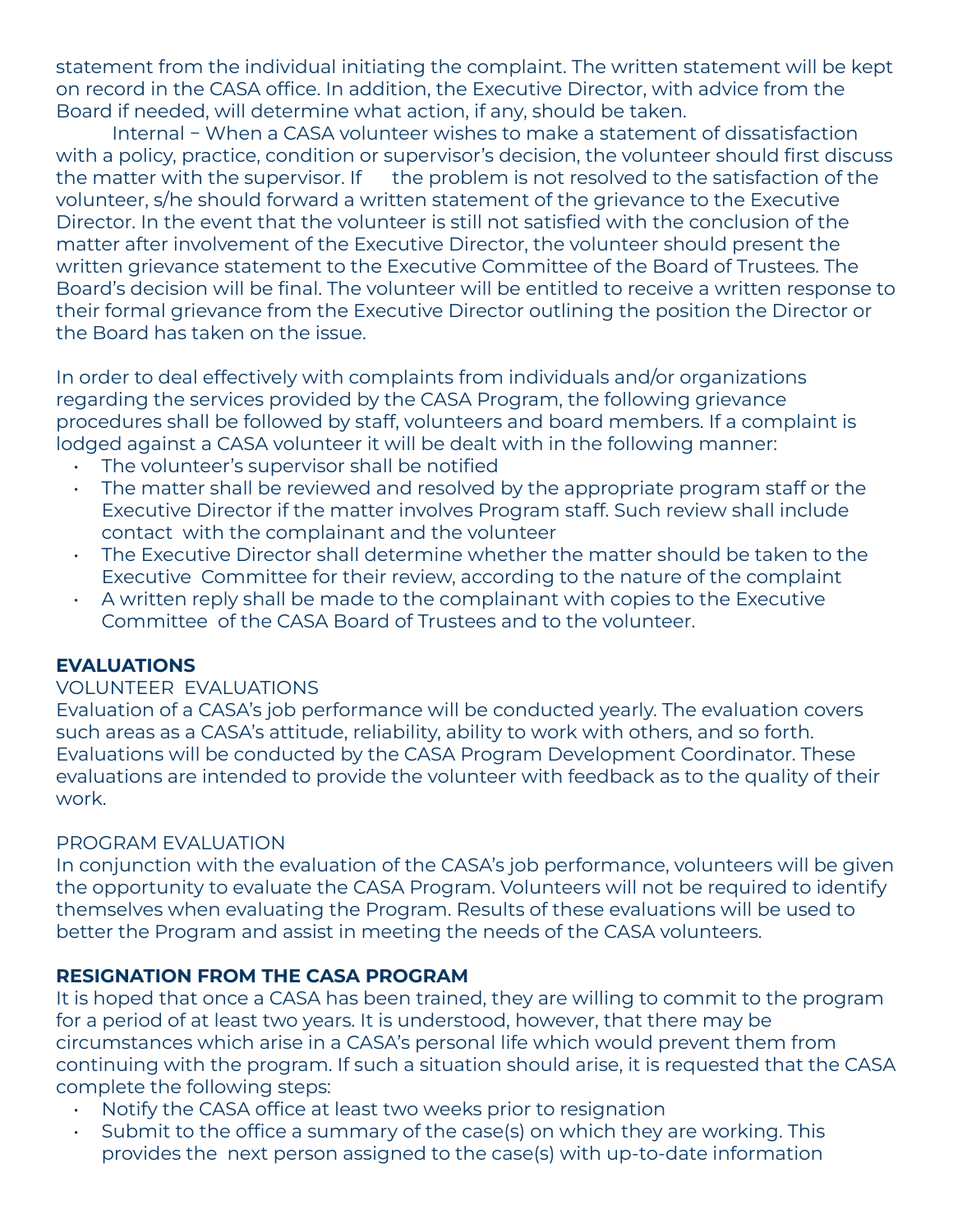statement from the individual initiating the complaint. The written statement will be kept on record in the CASA office. In addition, the Executive Director, with advice from the Board if needed, will determine what action, if any, should be taken.

Internal – When a CASA volunteer wishes to make a statement of dissatisfaction with a policy, practice, condition or supervisor's decision, the volunteer should first discuss the matter with the supervisor. If the problem is not resolved to the satisfaction of the volunteer, s/he should forward a written statement of the grievance to the Executive Director. In the event that the volunteer is still not satisfied with the conclusion of the matter after involvement of the Executive Director, the volunteer should present the written grievance statement to the Executive Committee of the Board of Trustees. The Board's decision will be final. The volunteer will be entitled to receive a written response to their formal grievance from the Executive Director outlining the position the Director or the Board has taken on the issue.

In order to deal effectively with complaints from individuals and/or organizations regarding the services provided by the CASA Program, the following grievance procedures shall be followed by staff, volunteers and board members. If a complaint is lodged against a CASA volunteer it will be dealt with in the following manner:

- The volunteer's supervisor shall be notified
- The matter shall be reviewed and resolved by the appropriate program staff or the Executive Director if the matter involves Program staff. Such review shall include contact with the complainant and the volunteer
- The Executive Director shall determine whether the matter should be taken to the Executive Committee for their review, according to the nature of the complaint
- A written reply shall be made to the complainant with copies to the Executive Committee of the CASA Board of Trustees and to the volunteer.

## EVALUATIONS

### VOLUNTEER EVALUATIONS

Evaluation of a CASA's job performance will be conducted yearly. The evaluation covers such areas as a CASA's attitude, reliability, ability to work with others, and so forth. Evaluations will be conducted by the CASA Program Development Coordinator. These evaluations are intended to provide the volunteer with feedback as to the quality of their work.

### PROGRAM EVALUATION

In conjunction with the evaluation of the CASA's job performance, volunteers will be given the opportunity to evaluate the CASA Program. Volunteers will not be required to identify themselves when evaluating the Program. Results of these evaluations will be used to better the Program and assist in meeting the needs of the CASA volunteers.

## RESIGNATION FROM THE CASA PROGRAM

It is hoped that once a CASA has been trained, they are willing to commit to the program for a period of at least two years. It is understood, however, that there may be circumstances which arise in a CASA's personal life which would prevent them from continuing with the program. If such a situation should arise, it is requested that the CASA complete the following steps:

- Notify the CASA office at least two weeks prior to resignation
- Submit to the office a summary of the case(s) on which they are working. This provides the next person assigned to the case(s) with up-to-date information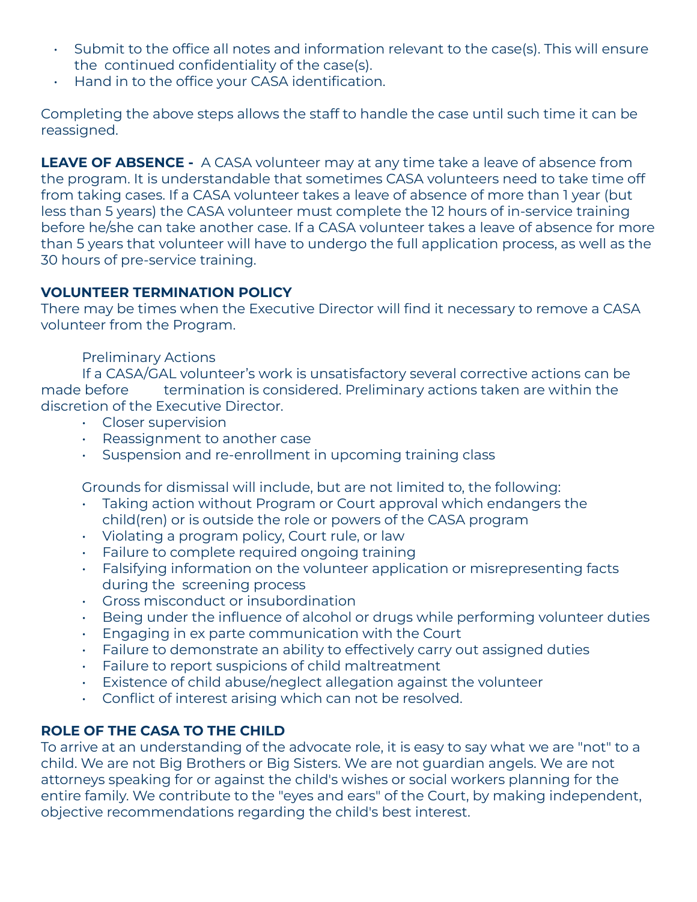- Submit to the office all notes and information relevant to the case(s). This will ensure the continued confidentiality of the case(s).
- Hand in to the office your CASA identification.

Completing the above steps allows the staff to handle the case until such time it can be reassigned.

**LEAVE OF ABSENCE -** A CASA volunteer may at any time take a leave of absence from the program. It is understandable that sometimes CASA volunteers need to take time off from taking cases. If a CASA volunteer takes a leave of absence of more than 1 year (but less than 5 years) the CASA volunteer must complete the 12 hours of in-service training before he/she can take another case. If a CASA volunteer takes a leave of absence for more than 5 years that volunteer will have to undergo the full application process, as well as the 30 hours of pre-service training.

**VOLUNTEER TERMINATION POLICY**

There may be times when the Executive Director will find it necessary to remove a CASA volunteer from the Program.

Preliminary Actions

If a CASA/GAL volunteer's work is unsatisfactory several corrective actions can be made before termination is considered. Preliminary actions taken are within the discretion of the Executive Director.

- Closer supervision
- Reassignment to another case
- Suspension and re-enrollment in upcoming training class

Grounds for dismissal will include, but are not limited to, the following:

- Taking action without Program or Court approval which endangers the child(ren) or is outside the role or powers of the CASA program
- Violating a program policy, Court rule, or law
- Failure to complete required ongoing training
- Falsifying information on the volunteer application or misrepresenting facts during the screening process
- Gross misconduct or insubordination
- Being under the influence of alcohol or drugs while performing volunteer duties
- Engaging in ex parte communication with the Court
- Failure to demonstrate an ability to effectively carry out assigned duties
- Failure to report suspicions of child maltreatment
- Existence of child abuse/neglect allegation against the volunteer
- Conflict of interest arising which can not be resolved.

**ROLE OF THE CASA TO THE CHILD**

To arrive at an understanding of the advocate role, it is easy to say what we are "not" to a child. We are not Big Brothers or Big Sisters. We are not guardian angels. We are not attorneys speaking for or against the child's wishes or social workers planning for the entire family. We contribute to the "eyes and ears" of the Court, by making independent, objective recommendations regarding the child's best interest.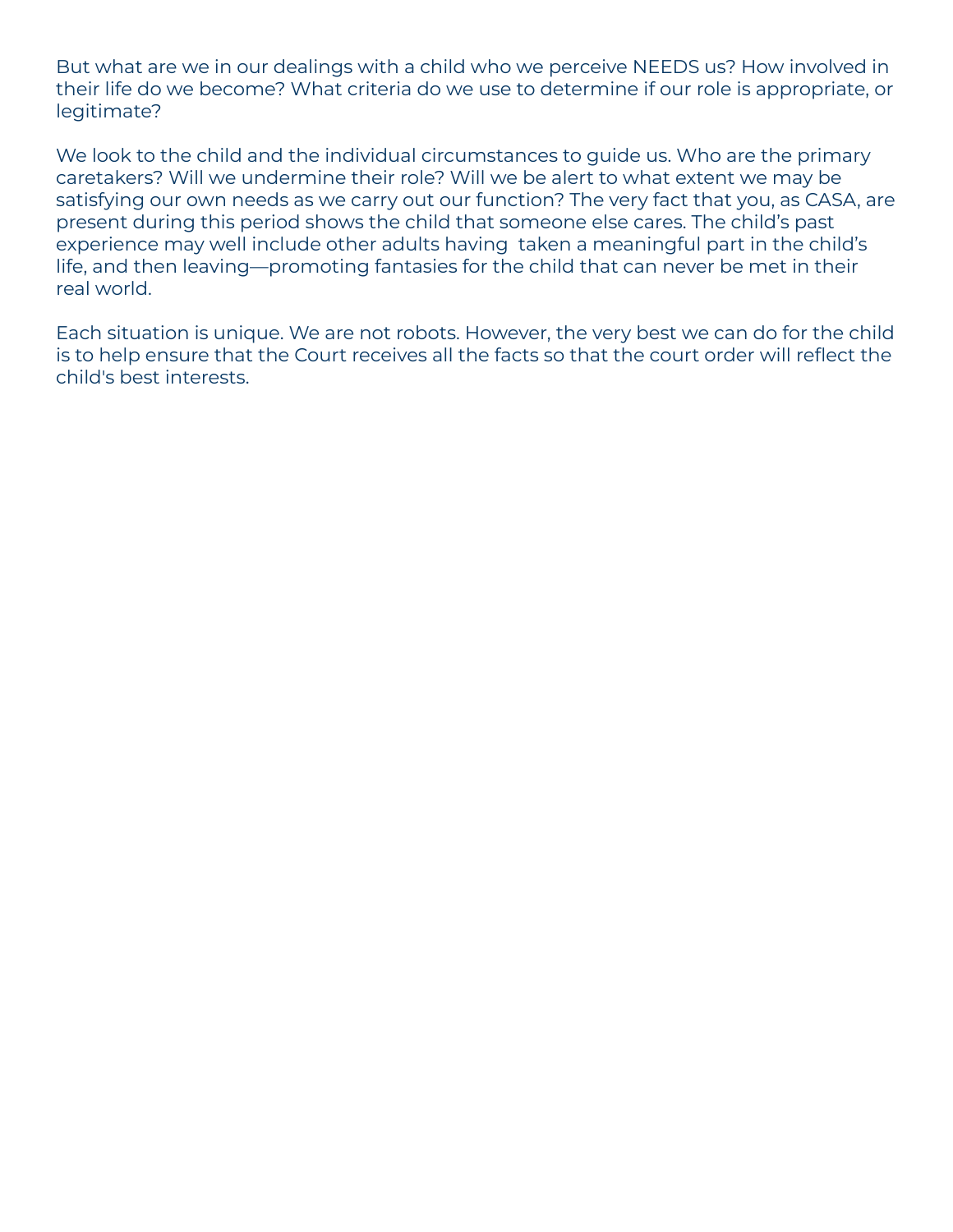But what are we in our dealings with a child who we perceive NEEDS us? How involved in their life do we become? What criteria do we use to determine if our role is appropriate, or legitimate?

We look to the child and the individual circumstances to guide us. Who are the primary caretakers? Will we undermine their role? Will we be alert to what extent we may be satisfying our own needs as we carry out our function? The very fact that you, as CASA, are present during this period shows the child that someone else cares. The child's past experience may well include other adults having taken a meaningful part in the child's life, and then leaving—promoting fantasies for the child that can never be met in their real world.

Each situation is unique. We are not robots. However, the very best we can do for the child is to help ensure that the Court receives all the facts so that the court order will reflect the child's best interests.